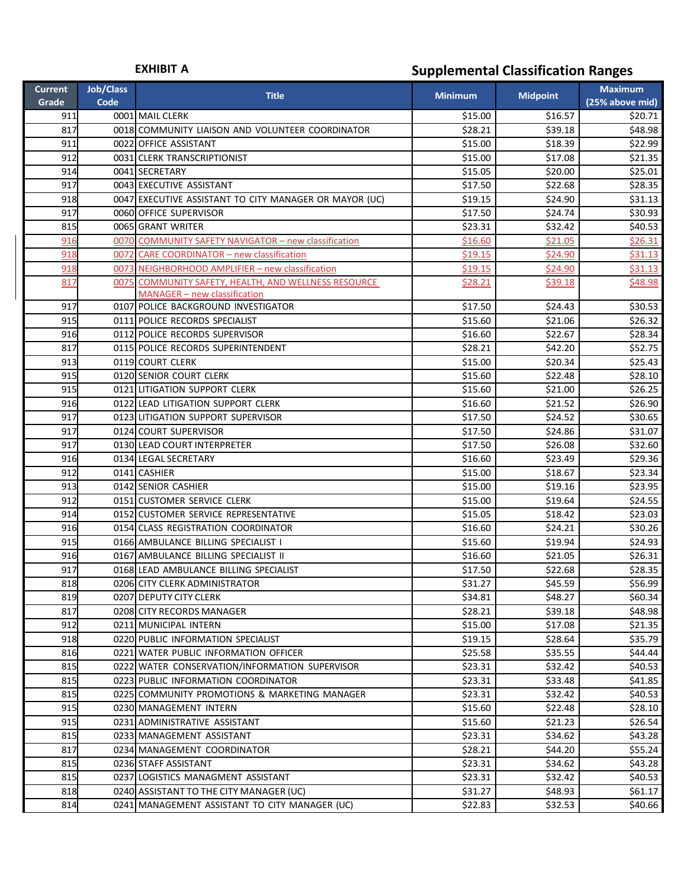**EXHIBIT A**

## Supplemental Classification Ranges

| Current Grade | Job/Class Code | Title | Minimum | Midpoint | Maximum (25% above mid) |
|---|---|---|---|---|---|
| 911 | 0001 | MAIL CLERK | $15.00 | $16.57 | $20.71 |
| 817 | 0018 | COMMUNITY LIAISON AND VOLUNTEER COORDINATOR | $28.21 | $39.18 | $48.98 |
| 911 | 0022 | OFFICE ASSISTANT | $15.00 | $18.39 | $22.99 |
| 912 | 0031 | CLERK TRANSCRIPTIONIST | $15.00 | $17.08 | $21.35 |
| 914 | 0041 | SECRETARY | $15.05 | $20.00 | $25.01 |
| 917 | 0043 | EXECUTIVE ASSISTANT | $17.50 | $22.68 | $28.35 |
| 918 | 0047 | EXECUTIVE ASSISTANT TO CITY MANAGER OR MAYOR (UC) | $19.15 | $24.90 | $31.13 |
| 917 | 0060 | OFFICE SUPERVISOR | $17.50 | $24.74 | $30.93 |
| 815 | 0065 | GRANT WRITER | $23.31 | $32.42 | $40.53 |
| 916 | 0070 | COMMUNITY SAFETY NAVIGATOR – new classification | $16.60 | $21.05 | $26.31 |
| 918 | 0072 | CARE COORDINATOR – new classification | $19.15 | $24.90 | $31.13 |
| 918 | 0073 | NEIGHBORHOOD AMPLIFIER – new classification | $19.15 | $24.90 | $31.13 |
| 817 | 0075 | COMMUNITY SAFETY, HEALTH, AND WELLNESS RESOURCE MANAGER – new classification | $28.21 | $39.18 | $48.98 |
| 917 | 0107 | POLICE BACKGROUND INVESTIGATOR | $17.50 | $24.43 | $30.53 |
| 915 | 0111 | POLICE RECORDS SPECIALIST | $15.60 | $21.06 | $26.32 |
| 916 | 0112 | POLICE RECORDS SUPERVISOR | $16.60 | $22.67 | $28.34 |
| 817 | 0115 | POLICE RECORDS SUPERINTENDENT | $28.21 | $42.20 | $52.75 |
| 913 | 0119 | COURT CLERK | $15.00 | $20.34 | $25.43 |
| 915 | 0120 | SENIOR COURT CLERK | $15.60 | $22.48 | $28.10 |
| 915 | 0121 | LITIGATION SUPPORT CLERK | $15.60 | $21.00 | $26.25 |
| 916 | 0122 | LEAD LITIGATION SUPPORT CLERK | $16.60 | $21.52 | $26.90 |
| 917 | 0123 | LITIGATION SUPPORT SUPERVISOR | $17.50 | $24.52 | $30.65 |
| 917 | 0124 | COURT SUPERVISOR | $17.50 | $24.86 | $31.07 |
| 917 | 0130 | LEAD COURT INTERPRETER | $17.50 | $26.08 | $32.60 |
| 916 | 0134 | LEGAL SECRETARY | $16.60 | $23.49 | $29.36 |
| 912 | 0141 | CASHIER | $15.00 | $18.67 | $23.34 |
| 913 | 0142 | SENIOR CASHIER | $15.00 | $19.16 | $23.95 |
| 912 | 0151 | CUSTOMER SERVICE CLERK | $15.00 | $19.64 | $24.55 |
| 914 | 0152 | CUSTOMER SERVICE REPRESENTATIVE | $15.05 | $18.42 | $23.03 |
| 916 | 0154 | CLASS REGISTRATION COORDINATOR | $16.60 | $24.21 | $30.26 |
| 915 | 0166 | AMBULANCE BILLING SPECIALIST I | $15.60 | $19.94 | $24.93 |
| 916 | 0167 | AMBULANCE BILLING SPECIALIST II | $16.60 | $21.05 | $26.31 |
| 917 | 0168 | LEAD AMBULANCE BILLING SPECIALIST | $17.50 | $22.68 | $28.35 |
| 818 | 0206 | CITY CLERK ADMINISTRATOR | $31.27 | $45.59 | $56.99 |
| 819 | 0207 | DEPUTY CITY CLERK | $34.81 | $48.27 | $60.34 |
| 817 | 0208 | CITY RECORDS MANAGER | $28.21 | $39.18 | $48.98 |
| 912 | 0211 | MUNICIPAL INTERN | $15.00 | $17.08 | $21.35 |
| 918 | 0220 | PUBLIC INFORMATION SPECIALIST | $19.15 | $28.64 | $35.79 |
| 816 | 0221 | WATER PUBLIC INFORMATION OFFICER | $25.58 | $35.55 | $44.44 |
| 815 | 0222 | WATER CONSERVATION/INFORMATION SUPERVISOR | $23.31 | $32.42 | $40.53 |
| 815 | 0223 | PUBLIC INFORMATION COORDINATOR | $23.31 | $33.48 | $41.85 |
| 815 | 0225 | COMMUNITY PROMOTIONS & MARKETING MANAGER | $23.31 | $32.42 | $40.53 |
| 915 | 0230 | MANAGEMENT INTERN | $15.60 | $22.48 | $28.10 |
| 915 | 0231 | ADMINISTRATIVE ASSISTANT | $15.60 | $21.23 | $26.54 |
| 815 | 0233 | MANAGEMENT ASSISTANT | $23.31 | $34.62 | $43.28 |
| 817 | 0234 | MANAGEMENT COORDINATOR | $28.21 | $44.20 | $55.24 |
| 815 | 0236 | STAFF ASSISTANT | $23.31 | $34.62 | $43.28 |
| 815 | 0237 | LOGISTICS MANAGMENT ASSISTANT | $23.31 | $32.42 | $40.53 |
| 818 | 0240 | ASSISTANT TO THE CITY MANAGER (UC) | $31.27 | $48.93 | $61.17 |
| 814 | 0241 | MANAGEMENT ASSISTANT TO CITY MANAGER (UC) | $22.83 | $32.53 | $40.66 |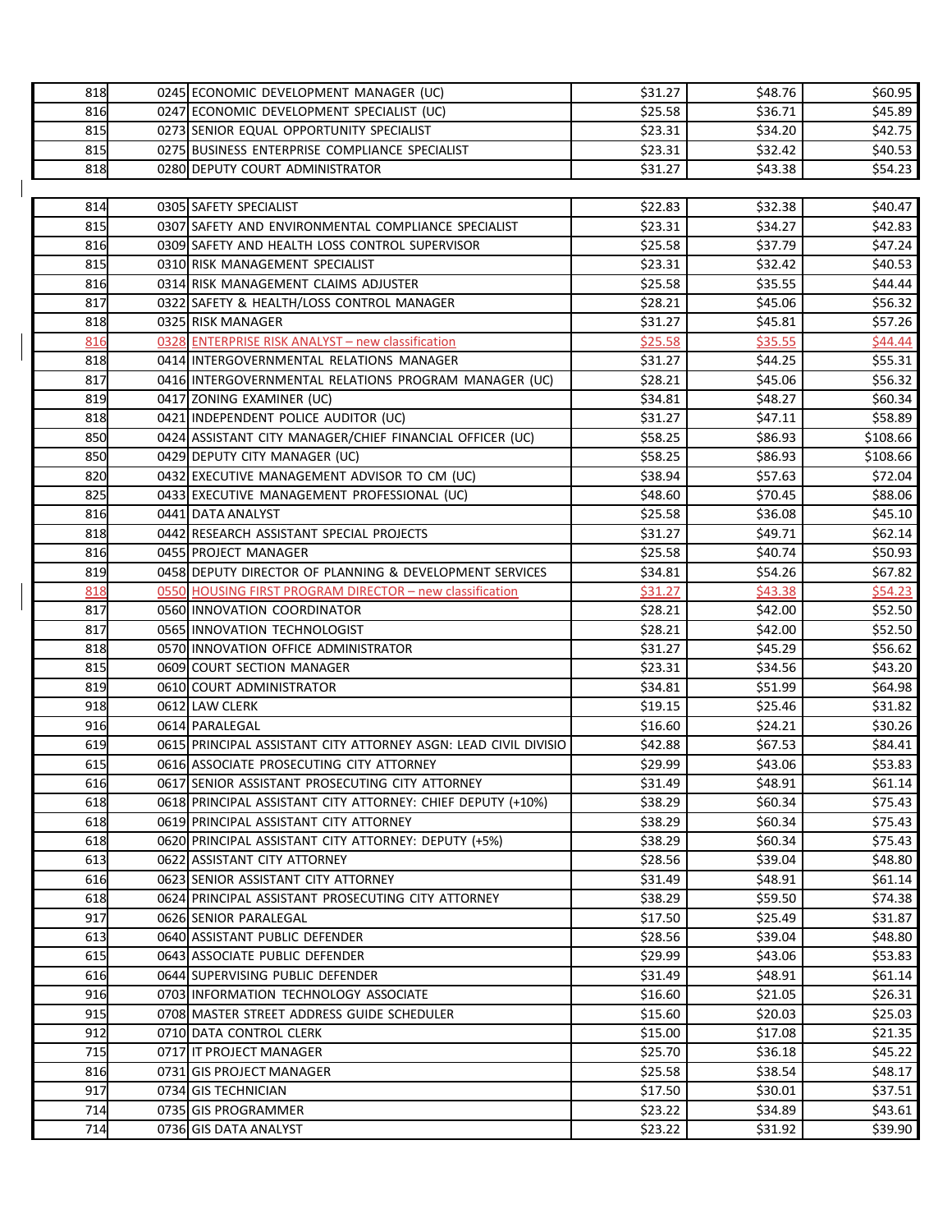| | | | | |
|---|---|---|---|---|
| 818 | 0245 ECONOMIC DEVELOPMENT MANAGER (UC) | $31.27 | $48.76 | $60.95 |
| 816 | 0247 ECONOMIC DEVELOPMENT SPECIALIST (UC) | $25.58 | $36.71 | $45.89 |
| 815 | 0273 SENIOR EQUAL OPPORTUNITY SPECIALIST | $23.31 | $34.20 | $42.75 |
| 815 | 0275 BUSINESS ENTERPRISE COMPLIANCE SPECIALIST | $23.31 | $32.42 | $40.53 |
| 818 | 0280 DEPUTY COURT ADMINISTRATOR | $31.27 | $43.38 | $54.23 |

| | | | | |
|---|---|---|---|---|
| 814 | 0305 SAFETY SPECIALIST | $22.83 | $32.38 | $40.47 |
| 815 | 0307 SAFETY AND ENVIRONMENTAL COMPLIANCE SPECIALIST | $23.31 | $34.27 | $42.83 |
| 816 | 0309 SAFETY AND HEALTH LOSS CONTROL SUPERVISOR | $25.58 | $37.79 | $47.24 |
| 815 | 0310 RISK MANAGEMENT SPECIALIST | $23.31 | $32.42 | $40.53 |
| 816 | 0314 RISK MANAGEMENT CLAIMS ADJUSTER | $25.58 | $35.55 | $44.44 |
| 817 | 0322 SAFETY & HEALTH/LOSS CONTROL MANAGER | $28.21 | $45.06 | $56.32 |
| 818 | 0325 RISK MANAGER | $31.27 | $45.81 | $57.26 |
| 816 | 0328 ENTERPRISE RISK ANALYST – new classification | $25.58 | $35.55 | $44.44 |
| 818 | 0414 INTERGOVERNMENTAL RELATIONS MANAGER | $31.27 | $44.25 | $55.31 |
| 817 | 0416 INTERGOVERNMENTAL RELATIONS PROGRAM MANAGER (UC) | $28.21 | $45.06 | $56.32 |
| 819 | 0417 ZONING EXAMINER (UC) | $34.81 | $48.27 | $60.34 |
| 818 | 0421 INDEPENDENT POLICE AUDITOR (UC) | $31.27 | $47.11 | $58.89 |
| 850 | 0424 ASSISTANT CITY MANAGER/CHIEF FINANCIAL OFFICER (UC) | $58.25 | $86.93 | $108.66 |
| 850 | 0429 DEPUTY CITY MANAGER (UC) | $58.25 | $86.93 | $108.66 |
| 820 | 0432 EXECUTIVE MANAGEMENT ADVISOR TO CM (UC) | $38.94 | $57.63 | $72.04 |
| 825 | 0433 EXECUTIVE MANAGEMENT PROFESSIONAL (UC) | $48.60 | $70.45 | $88.06 |
| 816 | 0441 DATA ANALYST | $25.58 | $36.08 | $45.10 |
| 818 | 0442 RESEARCH ASSISTANT SPECIAL PROJECTS | $31.27 | $49.71 | $62.14 |
| 816 | 0455 PROJECT MANAGER | $25.58 | $40.74 | $50.93 |
| 819 | 0458 DEPUTY DIRECTOR OF PLANNING & DEVELOPMENT SERVICES | $34.81 | $54.26 | $67.82 |
| 818 | 0550 HOUSING FIRST PROGRAM DIRECTOR – new classification | $31.27 | $43.38 | $54.23 |
| 817 | 0560 INNOVATION COORDINATOR | $28.21 | $42.00 | $52.50 |
| 817 | 0565 INNOVATION TECHNOLOGIST | $28.21 | $42.00 | $52.50 |
| 818 | 0570 INNOVATION OFFICE ADMINISTRATOR | $31.27 | $45.29 | $56.62 |
| 815 | 0609 COURT SECTION MANAGER | $23.31 | $34.56 | $43.20 |
| 819 | 0610 COURT ADMINISTRATOR | $34.81 | $51.99 | $64.98 |
| 918 | 0612 LAW CLERK | $19.15 | $25.46 | $31.82 |
| 916 | 0614 PARALEGAL | $16.60 | $24.21 | $30.26 |
| 619 | 0615 PRINCIPAL ASSISTANT CITY ATTORNEY ASGN: LEAD CIVIL DIVISIO | $42.88 | $67.53 | $84.41 |
| 615 | 0616 ASSOCIATE PROSECUTING CITY ATTORNEY | $29.99 | $43.06 | $53.83 |
| 616 | 0617 SENIOR ASSISTANT PROSECUTING CITY ATTORNEY | $31.49 | $48.91 | $61.14 |
| 618 | 0618 PRINCIPAL ASSISTANT CITY ATTORNEY: CHIEF DEPUTY (+10%) | $38.29 | $60.34 | $75.43 |
| 618 | 0619 PRINCIPAL ASSISTANT CITY ATTORNEY | $38.29 | $60.34 | $75.43 |
| 618 | 0620 PRINCIPAL ASSISTANT CITY ATTORNEY: DEPUTY (+5%) | $38.29 | $60.34 | $75.43 |
| 613 | 0622 ASSISTANT CITY ATTORNEY | $28.56 | $39.04 | $48.80 |
| 616 | 0623 SENIOR ASSISTANT CITY ATTORNEY | $31.49 | $48.91 | $61.14 |
| 618 | 0624 PRINCIPAL ASSISTANT PROSECUTING CITY ATTORNEY | $38.29 | $59.50 | $74.38 |
| 917 | 0626 SENIOR PARALEGAL | $17.50 | $25.49 | $31.87 |
| 613 | 0640 ASSISTANT PUBLIC DEFENDER | $28.56 | $39.04 | $48.80 |
| 615 | 0643 ASSOCIATE PUBLIC DEFENDER | $29.99 | $43.06 | $53.83 |
| 616 | 0644 SUPERVISING PUBLIC DEFENDER | $31.49 | $48.91 | $61.14 |
| 916 | 0703 INFORMATION TECHNOLOGY ASSOCIATE | $16.60 | $21.05 | $26.31 |
| 915 | 0708 MASTER STREET ADDRESS GUIDE SCHEDULER | $15.60 | $20.03 | $25.03 |
| 912 | 0710 DATA CONTROL CLERK | $15.00 | $17.08 | $21.35 |
| 715 | 0717 IT PROJECT MANAGER | $25.70 | $36.18 | $45.22 |
| 816 | 0731 GIS PROJECT MANAGER | $25.58 | $38.54 | $48.17 |
| 917 | 0734 GIS TECHNICIAN | $17.50 | $30.01 | $37.51 |
| 714 | 0735 GIS PROGRAMMER | $23.22 | $34.89 | $43.61 |
| 714 | 0736 GIS DATA ANALYST | $23.22 | $31.92 | $39.90 |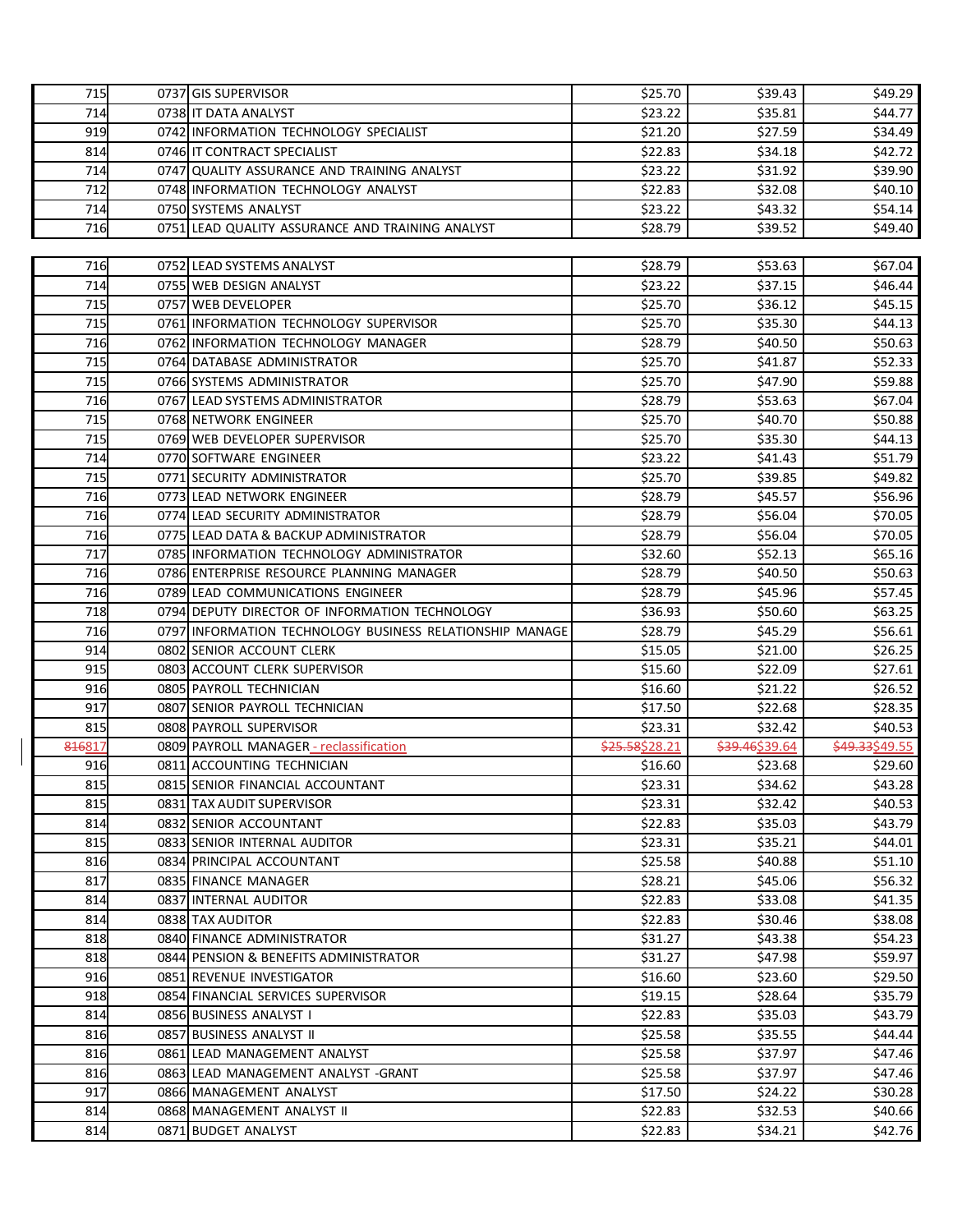| | | | | | |
|---|---|---|---|---|---|
| 715 | 0737 | GIS SUPERVISOR | $25.70 | $39.43 | $49.29 |
| 714 | 0738 | IT DATA ANALYST | $23.22 | $35.81 | $44.77 |
| 919 | 0742 | INFORMATION TECHNOLOGY SPECIALIST | $21.20 | $27.59 | $34.49 |
| 814 | 0746 | IT CONTRACT SPECIALIST | $22.83 | $34.18 | $42.72 |
| 714 | 0747 | QUALITY ASSURANCE AND TRAINING ANALYST | $23.22 | $31.92 | $39.90 |
| 712 | 0748 | INFORMATION TECHNOLOGY ANALYST | $22.83 | $32.08 | $40.10 |
| 714 | 0750 | SYSTEMS ANALYST | $23.22 | $43.32 | $54.14 |
| 716 | 0751 | LEAD QUALITY ASSURANCE AND TRAINING ANALYST | $28.79 | $39.52 | $49.40 |
| 716 | 0752 | LEAD SYSTEMS ANALYST | $28.79 | $53.63 | $67.04 |
| 714 | 0755 | WEB DESIGN ANALYST | $23.22 | $37.15 | $46.44 |
| 715 | 0757 | WEB DEVELOPER | $25.70 | $36.12 | $45.15 |
| 715 | 0761 | INFORMATION TECHNOLOGY SUPERVISOR | $25.70 | $35.30 | $44.13 |
| 716 | 0762 | INFORMATION TECHNOLOGY MANAGER | $28.79 | $40.50 | $50.63 |
| 715 | 0764 | DATABASE ADMINISTRATOR | $25.70 | $41.87 | $52.33 |
| 715 | 0766 | SYSTEMS ADMINISTRATOR | $25.70 | $47.90 | $59.88 |
| 716 | 0767 | LEAD SYSTEMS ADMINISTRATOR | $28.79 | $53.63 | $67.04 |
| 715 | 0768 | NETWORK ENGINEER | $25.70 | $40.70 | $50.88 |
| 715 | 0769 | WEB DEVELOPER SUPERVISOR | $25.70 | $35.30 | $44.13 |
| 714 | 0770 | SOFTWARE ENGINEER | $23.22 | $41.43 | $51.79 |
| 715 | 0771 | SECURITY ADMINISTRATOR | $25.70 | $39.85 | $49.82 |
| 716 | 0773 | LEAD NETWORK ENGINEER | $28.79 | $45.57 | $56.96 |
| 716 | 0774 | LEAD SECURITY ADMINISTRATOR | $28.79 | $56.04 | $70.05 |
| 716 | 0775 | LEAD DATA & BACKUP ADMINISTRATOR | $28.79 | $56.04 | $70.05 |
| 717 | 0785 | INFORMATION TECHNOLOGY ADMINISTRATOR | $32.60 | $52.13 | $65.16 |
| 716 | 0786 | ENTERPRISE RESOURCE PLANNING MANAGER | $28.79 | $40.50 | $50.63 |
| 716 | 0789 | LEAD COMMUNICATIONS ENGINEER | $28.79 | $45.96 | $57.45 |
| 718 | 0794 | DEPUTY DIRECTOR OF INFORMATION TECHNOLOGY | $36.93 | $50.60 | $63.25 |
| 716 | 0797 | INFORMATION TECHNOLOGY BUSINESS RELATIONSHIP MANAGE | $28.79 | $45.29 | $56.61 |
| 914 | 0802 | SENIOR ACCOUNT CLERK | $15.05 | $21.00 | $26.25 |
| 915 | 0803 | ACCOUNT CLERK SUPERVISOR | $15.60 | $22.09 | $27.61 |
| 916 | 0805 | PAYROLL TECHNICIAN | $16.60 | $21.22 | $26.52 |
| 917 | 0807 | SENIOR PAYROLL TECHNICIAN | $17.50 | $22.68 | $28.35 |
| 815 | 0808 | PAYROLL SUPERVISOR | $23.31 | $32.42 | $40.53 |
| ~~816~~817 | 0809 | PAYROLL MANAGER - reclassification | ~~$25.58~~$28.21 | ~~$39.46~~$39.64 | ~~$49.33~~$49.55 |
| 916 | 0811 | ACCOUNTING TECHNICIAN | $16.60 | $23.68 | $29.60 |
| 815 | 0815 | SENIOR FINANCIAL ACCOUNTANT | $23.31 | $34.62 | $43.28 |
| 815 | 0831 | TAX AUDIT SUPERVISOR | $23.31 | $32.42 | $40.53 |
| 814 | 0832 | SENIOR ACCOUNTANT | $22.83 | $35.03 | $43.79 |
| 815 | 0833 | SENIOR INTERNAL AUDITOR | $23.31 | $35.21 | $44.01 |
| 816 | 0834 | PRINCIPAL ACCOUNTANT | $25.58 | $40.88 | $51.10 |
| 817 | 0835 | FINANCE MANAGER | $28.21 | $45.06 | $56.32 |
| 814 | 0837 | INTERNAL AUDITOR | $22.83 | $33.08 | $41.35 |
| 814 | 0838 | TAX AUDITOR | $22.83 | $30.46 | $38.08 |
| 818 | 0840 | FINANCE ADMINISTRATOR | $31.27 | $43.38 | $54.23 |
| 818 | 0844 | PENSION & BENEFITS ADMINISTRATOR | $31.27 | $47.98 | $59.97 |
| 916 | 0851 | REVENUE INVESTIGATOR | $16.60 | $23.60 | $29.50 |
| 918 | 0854 | FINANCIAL SERVICES SUPERVISOR | $19.15 | $28.64 | $35.79 |
| 814 | 0856 | BUSINESS ANALYST I | $22.83 | $35.03 | $43.79 |
| 816 | 0857 | BUSINESS ANALYST II | $25.58 | $35.55 | $44.44 |
| 816 | 0861 | LEAD MANAGEMENT ANALYST | $25.58 | $37.97 | $47.46 |
| 816 | 0863 | LEAD MANAGEMENT ANALYST -GRANT | $25.58 | $37.97 | $47.46 |
| 917 | 0866 | MANAGEMENT ANALYST | $17.50 | $24.22 | $30.28 |
| 814 | 0868 | MANAGEMENT ANALYST II | $22.83 | $32.53 | $40.66 |
| 814 | 0871 | BUDGET ANALYST | $22.83 | $34.21 | $42.76 |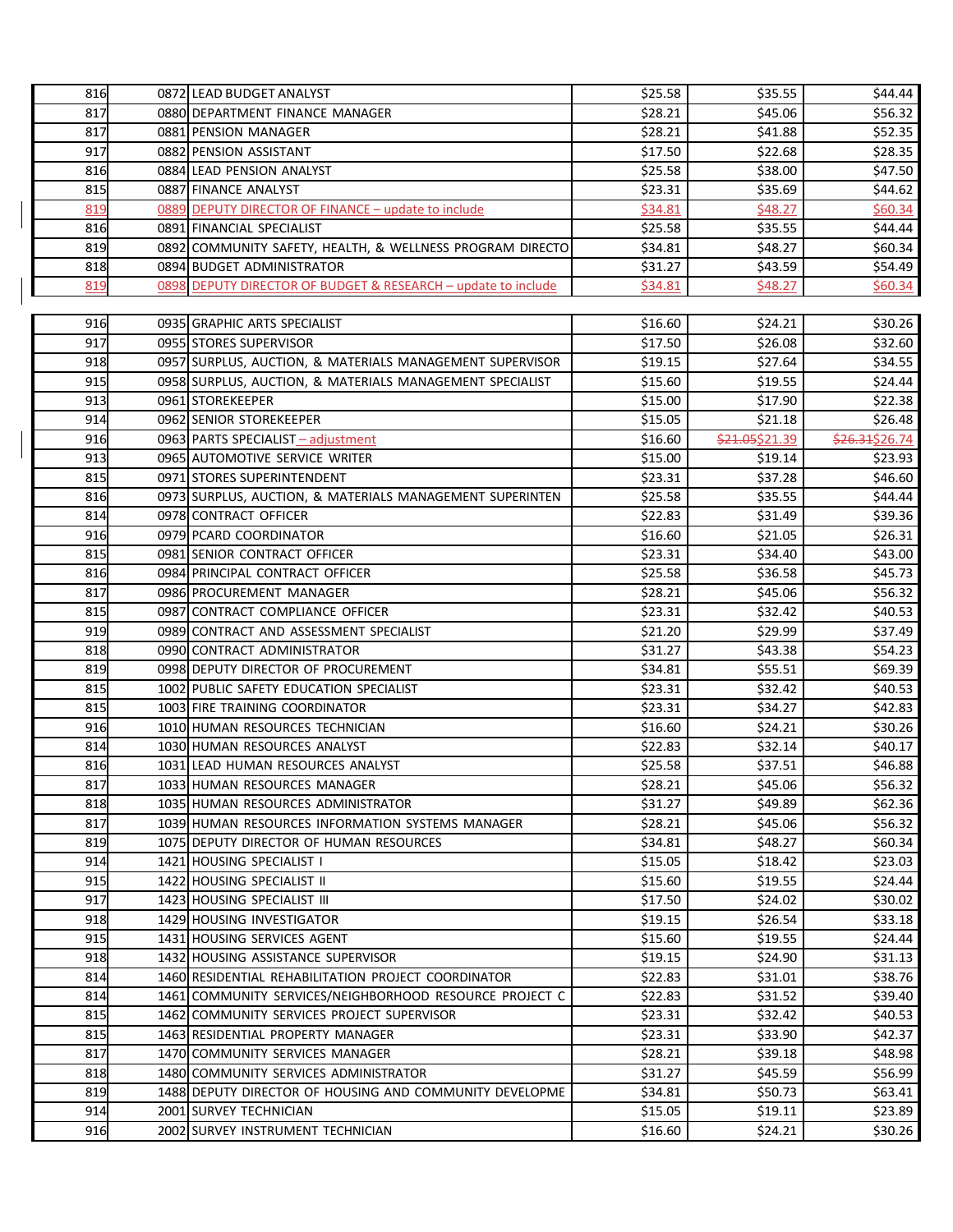| | | | | | |
|---|---|---|---|---|---|
| 816 | 0872 | LEAD BUDGET ANALYST | $25.58 | $35.55 | $44.44 |
| 817 | 0880 | DEPARTMENT FINANCE MANAGER | $28.21 | $45.06 | $56.32 |
| 817 | 0881 | PENSION MANAGER | $28.21 | $41.88 | $52.35 |
| 917 | 0882 | PENSION ASSISTANT | $17.50 | $22.68 | $28.35 |
| 816 | 0884 | LEAD PENSION ANALYST | $25.58 | $38.00 | $47.50 |
| 815 | 0887 | FINANCE ANALYST | $23.31 | $35.69 | $44.62 |
| 819 | 0889 | DEPUTY DIRECTOR OF FINANCE – update to include | $34.81 | $48.27 | $60.34 |
| 816 | 0891 | FINANCIAL SPECIALIST | $25.58 | $35.55 | $44.44 |
| 819 | 0892 | COMMUNITY SAFETY, HEALTH, & WELLNESS PROGRAM DIRECTO | $34.81 | $48.27 | $60.34 |
| 818 | 0894 | BUDGET ADMINISTRATOR | $31.27 | $43.59 | $54.49 |
| 819 | 0898 | DEPUTY DIRECTOR OF BUDGET & RESEARCH – update to include | $34.81 | $48.27 | $60.34 |

| | | | | | |
|---|---|---|---|---|---|
| 916 | 0935 | GRAPHIC ARTS SPECIALIST | $16.60 | $24.21 | $30.26 |
| 917 | 0955 | STORES SUPERVISOR | $17.50 | $26.08 | $32.60 |
| 918 | 0957 | SURPLUS, AUCTION, & MATERIALS MANAGEMENT SUPERVISOR | $19.15 | $27.64 | $34.55 |
| 915 | 0958 | SURPLUS, AUCTION, & MATERIALS MANAGEMENT SPECIALIST | $15.60 | $19.55 | $24.44 |
| 913 | 0961 | STOREKEEPER | $15.00 | $17.90 | $22.38 |
| 914 | 0962 | SENIOR STOREKEEPER | $15.05 | $21.18 | $26.48 |
| 916 | 0963 | PARTS SPECIALIST – adjustment | $16.60 | ~~$21.05~~$21.39 | ~~$26.31~~$26.74 |
| 913 | 0965 | AUTOMOTIVE SERVICE WRITER | $15.00 | $19.14 | $23.93 |
| 815 | 0971 | STORES SUPERINTENDENT | $23.31 | $37.28 | $46.60 |
| 816 | 0973 | SURPLUS, AUCTION, & MATERIALS MANAGEMENT SUPERINTEN | $25.58 | $35.55 | $44.44 |
| 814 | 0978 | CONTRACT OFFICER | $22.83 | $31.49 | $39.36 |
| 916 | 0979 | PCARD COORDINATOR | $16.60 | $21.05 | $26.31 |
| 815 | 0981 | SENIOR CONTRACT OFFICER | $23.31 | $34.40 | $43.00 |
| 816 | 0984 | PRINCIPAL CONTRACT OFFICER | $25.58 | $36.58 | $45.73 |
| 817 | 0986 | PROCUREMENT MANAGER | $28.21 | $45.06 | $56.32 |
| 815 | 0987 | CONTRACT COMPLIANCE OFFICER | $23.31 | $32.42 | $40.53 |
| 919 | 0989 | CONTRACT AND ASSESSMENT SPECIALIST | $21.20 | $29.99 | $37.49 |
| 818 | 0990 | CONTRACT ADMINISTRATOR | $31.27 | $43.38 | $54.23 |
| 819 | 0998 | DEPUTY DIRECTOR OF PROCUREMENT | $34.81 | $55.51 | $69.39 |
| 815 | 1002 | PUBLIC SAFETY EDUCATION SPECIALIST | $23.31 | $32.42 | $40.53 |
| 815 | 1003 | FIRE TRAINING COORDINATOR | $23.31 | $34.27 | $42.83 |
| 916 | 1010 | HUMAN RESOURCES TECHNICIAN | $16.60 | $24.21 | $30.26 |
| 814 | 1030 | HUMAN RESOURCES ANALYST | $22.83 | $32.14 | $40.17 |
| 816 | 1031 | LEAD HUMAN RESOURCES ANALYST | $25.58 | $37.51 | $46.88 |
| 817 | 1033 | HUMAN RESOURCES MANAGER | $28.21 | $45.06 | $56.32 |
| 818 | 1035 | HUMAN RESOURCES ADMINISTRATOR | $31.27 | $49.89 | $62.36 |
| 817 | 1039 | HUMAN RESOURCES INFORMATION SYSTEMS MANAGER | $28.21 | $45.06 | $56.32 |
| 819 | 1075 | DEPUTY DIRECTOR OF HUMAN RESOURCES | $34.81 | $48.27 | $60.34 |
| 914 | 1421 | HOUSING SPECIALIST I | $15.05 | $18.42 | $23.03 |
| 915 | 1422 | HOUSING SPECIALIST II | $15.60 | $19.55 | $24.44 |
| 917 | 1423 | HOUSING SPECIALIST III | $17.50 | $24.02 | $30.02 |
| 918 | 1429 | HOUSING INVESTIGATOR | $19.15 | $26.54 | $33.18 |
| 915 | 1431 | HOUSING SERVICES AGENT | $15.60 | $19.55 | $24.44 |
| 918 | 1432 | HOUSING ASSISTANCE SUPERVISOR | $19.15 | $24.90 | $31.13 |
| 814 | 1460 | RESIDENTIAL REHABILITATION PROJECT COORDINATOR | $22.83 | $31.01 | $38.76 |
| 814 | 1461 | COMMUNITY SERVICES/NEIGHBORHOOD RESOURCE PROJECT C | $22.83 | $31.52 | $39.40 |
| 815 | 1462 | COMMUNITY SERVICES PROJECT SUPERVISOR | $23.31 | $32.42 | $40.53 |
| 815 | 1463 | RESIDENTIAL PROPERTY MANAGER | $23.31 | $33.90 | $42.37 |
| 817 | 1470 | COMMUNITY SERVICES MANAGER | $28.21 | $39.18 | $48.98 |
| 818 | 1480 | COMMUNITY SERVICES ADMINISTRATOR | $31.27 | $45.59 | $56.99 |
| 819 | 1488 | DEPUTY DIRECTOR OF HOUSING AND COMMUNITY DEVELOPME | $34.81 | $50.73 | $63.41 |
| 914 | 2001 | SURVEY TECHNICIAN | $15.05 | $19.11 | $23.89 |
| 916 | 2002 | SURVEY INSTRUMENT TECHNICIAN | $16.60 | $24.21 | $30.26 |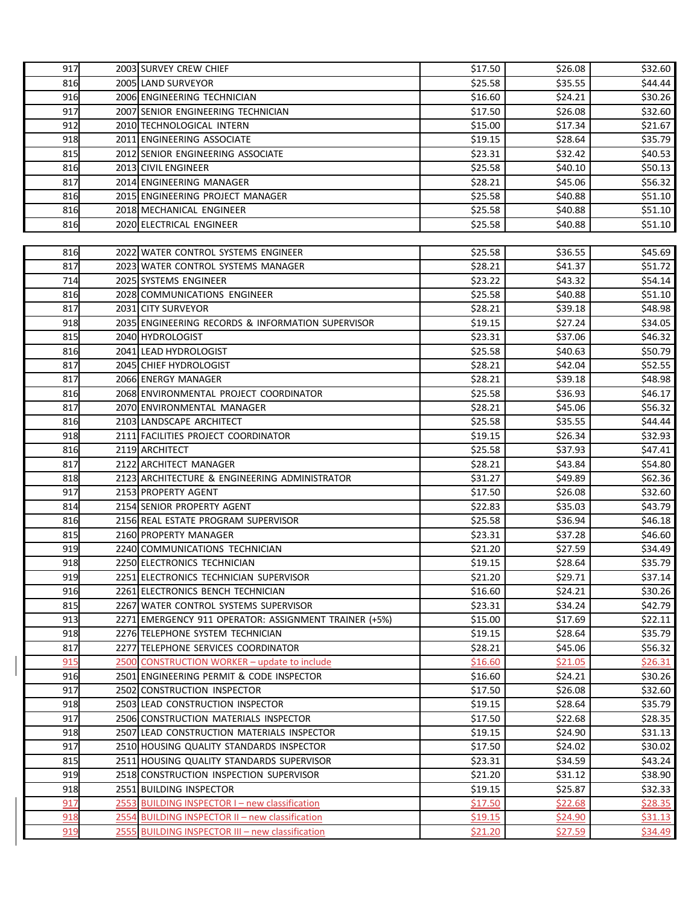| | | | | | |
|---|---|---|---|---|---|
| 917 | 2003 | SURVEY CREW CHIEF | $17.50 | $26.08 | $32.60 |
| 816 | 2005 | LAND SURVEYOR | $25.58 | $35.55 | $44.44 |
| 916 | 2006 | ENGINEERING TECHNICIAN | $16.60 | $24.21 | $30.26 |
| 917 | 2007 | SENIOR ENGINEERING TECHNICIAN | $17.50 | $26.08 | $32.60 |
| 912 | 2010 | TECHNOLOGICAL INTERN | $15.00 | $17.34 | $21.67 |
| 918 | 2011 | ENGINEERING ASSOCIATE | $19.15 | $28.64 | $35.79 |
| 815 | 2012 | SENIOR ENGINEERING ASSOCIATE | $23.31 | $32.42 | $40.53 |
| 816 | 2013 | CIVIL ENGINEER | $25.58 | $40.10 | $50.13 |
| 817 | 2014 | ENGINEERING MANAGER | $28.21 | $45.06 | $56.32 |
| 816 | 2015 | ENGINEERING PROJECT MANAGER | $25.58 | $40.88 | $51.10 |
| 816 | 2018 | MECHANICAL ENGINEER | $25.58 | $40.88 | $51.10 |
| 816 | 2020 | ELECTRICAL ENGINEER | $25.58 | $40.88 | $51.10 |
| 816 | 2022 | WATER CONTROL SYSTEMS ENGINEER | $25.58 | $36.55 | $45.69 |
| 817 | 2023 | WATER CONTROL SYSTEMS MANAGER | $28.21 | $41.37 | $51.72 |
| 714 | 2025 | SYSTEMS ENGINEER | $23.22 | $43.32 | $54.14 |
| 816 | 2028 | COMMUNICATIONS ENGINEER | $25.58 | $40.88 | $51.10 |
| 817 | 2031 | CITY SURVEYOR | $28.21 | $39.18 | $48.98 |
| 918 | 2035 | ENGINEERING RECORDS & INFORMATION SUPERVISOR | $19.15 | $27.24 | $34.05 |
| 815 | 2040 | HYDROLOGIST | $23.31 | $37.06 | $46.32 |
| 816 | 2041 | LEAD HYDROLOGIST | $25.58 | $40.63 | $50.79 |
| 817 | 2045 | CHIEF HYDROLOGIST | $28.21 | $42.04 | $52.55 |
| 817 | 2066 | ENERGY MANAGER | $28.21 | $39.18 | $48.98 |
| 816 | 2068 | ENVIRONMENTAL PROJECT COORDINATOR | $25.58 | $36.93 | $46.17 |
| 817 | 2070 | ENVIRONMENTAL MANAGER | $28.21 | $45.06 | $56.32 |
| 816 | 2103 | LANDSCAPE ARCHITECT | $25.58 | $35.55 | $44.44 |
| 918 | 2111 | FACILITIES PROJECT COORDINATOR | $19.15 | $26.34 | $32.93 |
| 816 | 2119 | ARCHITECT | $25.58 | $37.93 | $47.41 |
| 817 | 2122 | ARCHITECT MANAGER | $28.21 | $43.84 | $54.80 |
| 818 | 2123 | ARCHITECTURE & ENGINEERING ADMINISTRATOR | $31.27 | $49.89 | $62.36 |
| 917 | 2153 | PROPERTY AGENT | $17.50 | $26.08 | $32.60 |
| 814 | 2154 | SENIOR PROPERTY AGENT | $22.83 | $35.03 | $43.79 |
| 816 | 2156 | REAL ESTATE PROGRAM SUPERVISOR | $25.58 | $36.94 | $46.18 |
| 815 | 2160 | PROPERTY MANAGER | $23.31 | $37.28 | $46.60 |
| 919 | 2240 | COMMUNICATIONS TECHNICIAN | $21.20 | $27.59 | $34.49 |
| 918 | 2250 | ELECTRONICS TECHNICIAN | $19.15 | $28.64 | $35.79 |
| 919 | 2251 | ELECTRONICS TECHNICIAN SUPERVISOR | $21.20 | $29.71 | $37.14 |
| 916 | 2261 | ELECTRONICS BENCH TECHNICIAN | $16.60 | $24.21 | $30.26 |
| 815 | 2267 | WATER CONTROL SYSTEMS SUPERVISOR | $23.31 | $34.24 | $42.79 |
| 913 | 2271 | EMERGENCY 911 OPERATOR: ASSIGNMENT TRAINER (+5%) | $15.00 | $17.69 | $22.11 |
| 918 | 2276 | TELEPHONE SYSTEM TECHNICIAN | $19.15 | $28.64 | $35.79 |
| 817 | 2277 | TELEPHONE SERVICES COORDINATOR | $28.21 | $45.06 | $56.32 |
| 915 | 2500 | CONSTRUCTION WORKER – update to include | $16.60 | $21.05 | $26.31 |
| 916 | 2501 | ENGINEERING PERMIT & CODE INSPECTOR | $16.60 | $24.21 | $30.26 |
| 917 | 2502 | CONSTRUCTION INSPECTOR | $17.50 | $26.08 | $32.60 |
| 918 | 2503 | LEAD CONSTRUCTION INSPECTOR | $19.15 | $28.64 | $35.79 |
| 917 | 2506 | CONSTRUCTION MATERIALS INSPECTOR | $17.50 | $22.68 | $28.35 |
| 918 | 2507 | LEAD CONSTRUCTION MATERIALS INSPECTOR | $19.15 | $24.90 | $31.13 |
| 917 | 2510 | HOUSING QUALITY STANDARDS INSPECTOR | $17.50 | $24.02 | $30.02 |
| 815 | 2511 | HOUSING QUALITY STANDARDS SUPERVISOR | $23.31 | $34.59 | $43.24 |
| 919 | 2518 | CONSTRUCTION INSPECTION SUPERVISOR | $21.20 | $31.12 | $38.90 |
| 918 | 2551 | BUILDING INSPECTOR | $19.15 | $25.87 | $32.33 |
| 917 | 2553 | BUILDING INSPECTOR I – new classification | $17.50 | $22.68 | $28.35 |
| 918 | 2554 | BUILDING INSPECTOR II – new classification | $19.15 | $24.90 | $31.13 |
| 919 | 2555 | BUILDING INSPECTOR III – new classification | $21.20 | $27.59 | $34.49 |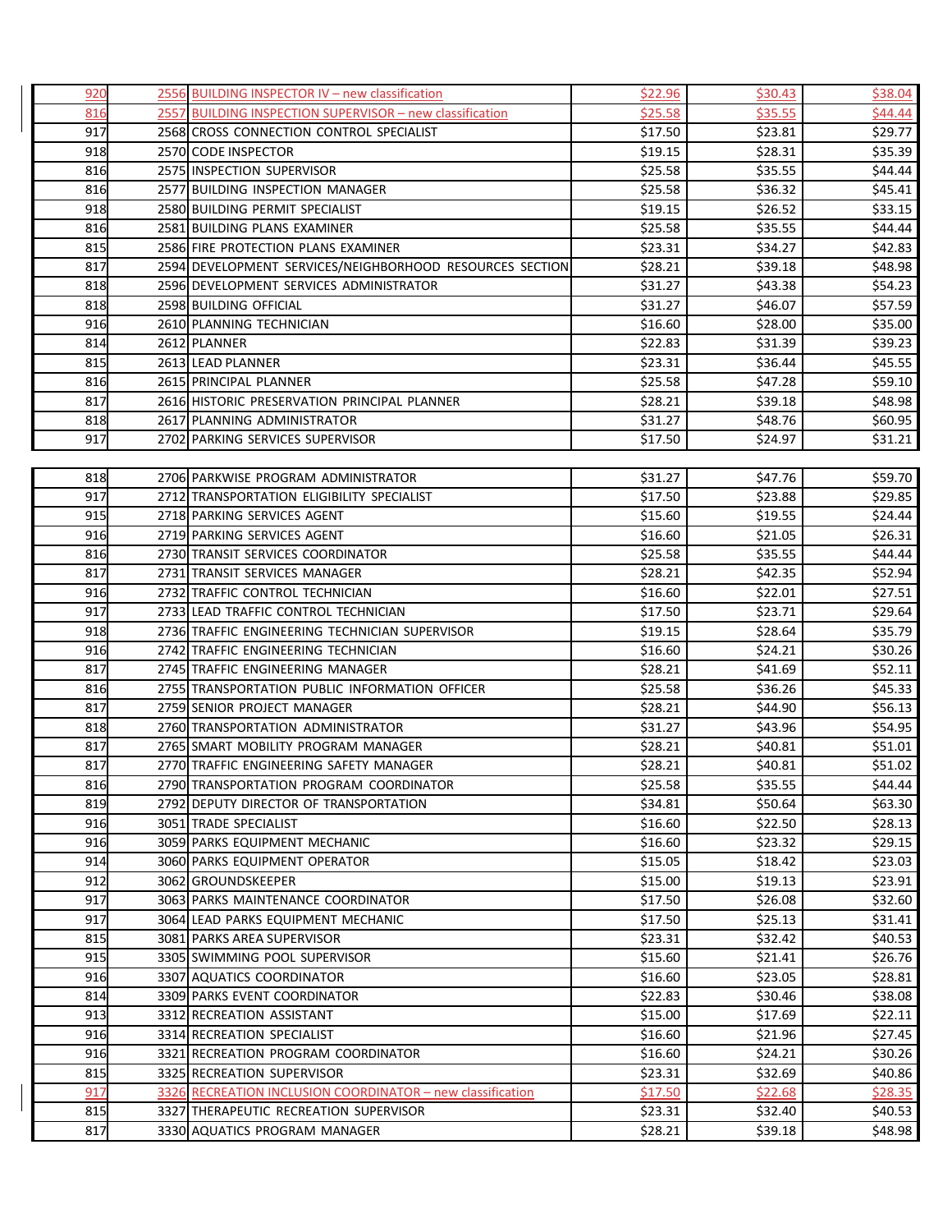| | | | | | |
|---|---|---|---|---|---|
| 920 | 2556 | BUILDING INSPECTOR IV – new classification | $22.96 | $30.43 | $38.04 |
| 816 | 2557 | BUILDING INSPECTION SUPERVISOR – new classification | $25.58 | $35.55 | $44.44 |
| 917 | 2568 | CROSS CONNECTION CONTROL SPECIALIST | $17.50 | $23.81 | $29.77 |
| 918 | 2570 | CODE INSPECTOR | $19.15 | $28.31 | $35.39 |
| 816 | 2575 | INSPECTION SUPERVISOR | $25.58 | $35.55 | $44.44 |
| 816 | 2577 | BUILDING INSPECTION MANAGER | $25.58 | $36.32 | $45.41 |
| 918 | 2580 | BUILDING PERMIT SPECIALIST | $19.15 | $26.52 | $33.15 |
| 816 | 2581 | BUILDING PLANS EXAMINER | $25.58 | $35.55 | $44.44 |
| 815 | 2586 | FIRE PROTECTION PLANS EXAMINER | $23.31 | $34.27 | $42.83 |
| 817 | 2594 | DEVELOPMENT SERVICES/NEIGHBORHOOD RESOURCES SECTION | $28.21 | $39.18 | $48.98 |
| 818 | 2596 | DEVELOPMENT SERVICES ADMINISTRATOR | $31.27 | $43.38 | $54.23 |
| 818 | 2598 | BUILDING OFFICIAL | $31.27 | $46.07 | $57.59 |
| 916 | 2610 | PLANNING TECHNICIAN | $16.60 | $28.00 | $35.00 |
| 814 | 2612 | PLANNER | $22.83 | $31.39 | $39.23 |
| 815 | 2613 | LEAD PLANNER | $23.31 | $36.44 | $45.55 |
| 816 | 2615 | PRINCIPAL PLANNER | $25.58 | $47.28 | $59.10 |
| 817 | 2616 | HISTORIC PRESERVATION PRINCIPAL PLANNER | $28.21 | $39.18 | $48.98 |
| 818 | 2617 | PLANNING ADMINISTRATOR | $31.27 | $48.76 | $60.95 |
| 917 | 2702 | PARKING SERVICES SUPERVISOR | $17.50 | $24.97 | $31.21 |
| 818 | 2706 | PARKWISE PROGRAM ADMINISTRATOR | $31.27 | $47.76 | $59.70 |
| 917 | 2712 | TRANSPORTATION ELIGIBILITY SPECIALIST | $17.50 | $23.88 | $29.85 |
| 915 | 2718 | PARKING SERVICES AGENT | $15.60 | $19.55 | $24.44 |
| 916 | 2719 | PARKING SERVICES AGENT | $16.60 | $21.05 | $26.31 |
| 816 | 2730 | TRANSIT SERVICES COORDINATOR | $25.58 | $35.55 | $44.44 |
| 817 | 2731 | TRANSIT SERVICES MANAGER | $28.21 | $42.35 | $52.94 |
| 916 | 2732 | TRAFFIC CONTROL TECHNICIAN | $16.60 | $22.01 | $27.51 |
| 917 | 2733 | LEAD TRAFFIC CONTROL TECHNICIAN | $17.50 | $23.71 | $29.64 |
| 918 | 2736 | TRAFFIC ENGINEERING TECHNICIAN SUPERVISOR | $19.15 | $28.64 | $35.79 |
| 916 | 2742 | TRAFFIC ENGINEERING TECHNICIAN | $16.60 | $24.21 | $30.26 |
| 817 | 2745 | TRAFFIC ENGINEERING MANAGER | $28.21 | $41.69 | $52.11 |
| 816 | 2755 | TRANSPORTATION PUBLIC INFORMATION OFFICER | $25.58 | $36.26 | $45.33 |
| 817 | 2759 | SENIOR PROJECT MANAGER | $28.21 | $44.90 | $56.13 |
| 818 | 2760 | TRANSPORTATION ADMINISTRATOR | $31.27 | $43.96 | $54.95 |
| 817 | 2765 | SMART MOBILITY PROGRAM MANAGER | $28.21 | $40.81 | $51.01 |
| 817 | 2770 | TRAFFIC ENGINEERING SAFETY MANAGER | $28.21 | $40.81 | $51.02 |
| 816 | 2790 | TRANSPORTATION PROGRAM COORDINATOR | $25.58 | $35.55 | $44.44 |
| 819 | 2792 | DEPUTY DIRECTOR OF TRANSPORTATION | $34.81 | $50.64 | $63.30 |
| 916 | 3051 | TRADE SPECIALIST | $16.60 | $22.50 | $28.13 |
| 916 | 3059 | PARKS EQUIPMENT MECHANIC | $16.60 | $23.32 | $29.15 |
| 914 | 3060 | PARKS EQUIPMENT OPERATOR | $15.05 | $18.42 | $23.03 |
| 912 | 3062 | GROUNDSKEEPER | $15.00 | $19.13 | $23.91 |
| 917 | 3063 | PARKS MAINTENANCE COORDINATOR | $17.50 | $26.08 | $32.60 |
| 917 | 3064 | LEAD PARKS EQUIPMENT MECHANIC | $17.50 | $25.13 | $31.41 |
| 815 | 3081 | PARKS AREA SUPERVISOR | $23.31 | $32.42 | $40.53 |
| 915 | 3305 | SWIMMING POOL SUPERVISOR | $15.60 | $21.41 | $26.76 |
| 916 | 3307 | AQUATICS COORDINATOR | $16.60 | $23.05 | $28.81 |
| 814 | 3309 | PARKS EVENT COORDINATOR | $22.83 | $30.46 | $38.08 |
| 913 | 3312 | RECREATION ASSISTANT | $15.00 | $17.69 | $22.11 |
| 916 | 3314 | RECREATION SPECIALIST | $16.60 | $21.96 | $27.45 |
| 916 | 3321 | RECREATION PROGRAM COORDINATOR | $16.60 | $24.21 | $30.26 |
| 815 | 3325 | RECREATION SUPERVISOR | $23.31 | $32.69 | $40.86 |
| 917 | 3326 | RECREATION INCLUSION COORDINATOR – new classification | $17.50 | $22.68 | $28.35 |
| 815 | 3327 | THERAPEUTIC RECREATION SUPERVISOR | $23.31 | $32.40 | $40.53 |
| 817 | 3330 | AQUATICS PROGRAM MANAGER | $28.21 | $39.18 | $48.98 |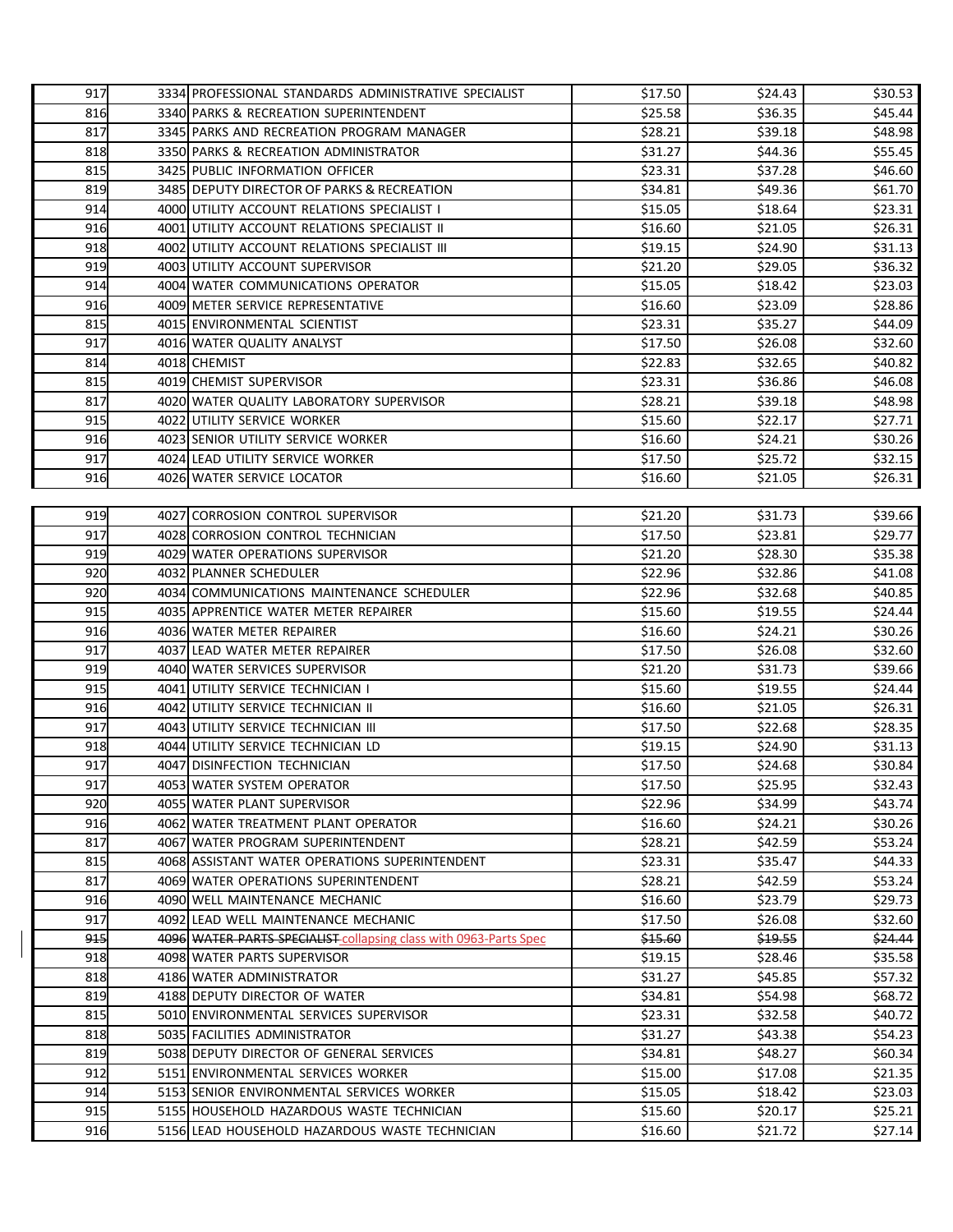| | | | | | |
|---|---|---|---|---|---|
| 917 | 3334 | PROFESSIONAL STANDARDS ADMINISTRATIVE SPECIALIST | $17.50 | $24.43 | $30.53 |
| 816 | 3340 | PARKS & RECREATION SUPERINTENDENT | $25.58 | $36.35 | $45.44 |
| 817 | 3345 | PARKS AND RECREATION PROGRAM MANAGER | $28.21 | $39.18 | $48.98 |
| 818 | 3350 | PARKS & RECREATION ADMINISTRATOR | $31.27 | $44.36 | $55.45 |
| 815 | 3425 | PUBLIC INFORMATION OFFICER | $23.31 | $37.28 | $46.60 |
| 819 | 3485 | DEPUTY DIRECTOR OF PARKS & RECREATION | $34.81 | $49.36 | $61.70 |
| 914 | 4000 | UTILITY ACCOUNT RELATIONS SPECIALIST I | $15.05 | $18.64 | $23.31 |
| 916 | 4001 | UTILITY ACCOUNT RELATIONS SPECIALIST II | $16.60 | $21.05 | $26.31 |
| 918 | 4002 | UTILITY ACCOUNT RELATIONS SPECIALIST III | $19.15 | $24.90 | $31.13 |
| 919 | 4003 | UTILITY ACCOUNT SUPERVISOR | $21.20 | $29.05 | $36.32 |
| 914 | 4004 | WATER COMMUNICATIONS OPERATOR | $15.05 | $18.42 | $23.03 |
| 916 | 4009 | METER SERVICE REPRESENTATIVE | $16.60 | $23.09 | $28.86 |
| 815 | 4015 | ENVIRONMENTAL SCIENTIST | $23.31 | $35.27 | $44.09 |
| 917 | 4016 | WATER QUALITY ANALYST | $17.50 | $26.08 | $32.60 |
| 814 | 4018 | CHEMIST | $22.83 | $32.65 | $40.82 |
| 815 | 4019 | CHEMIST SUPERVISOR | $23.31 | $36.86 | $46.08 |
| 817 | 4020 | WATER QUALITY LABORATORY SUPERVISOR | $28.21 | $39.18 | $48.98 |
| 915 | 4022 | UTILITY SERVICE WORKER | $15.60 | $22.17 | $27.71 |
| 916 | 4023 | SENIOR UTILITY SERVICE WORKER | $16.60 | $24.21 | $30.26 |
| 917 | 4024 | LEAD UTILITY SERVICE WORKER | $17.50 | $25.72 | $32.15 |
| 916 | 4026 | WATER SERVICE LOCATOR | $16.60 | $21.05 | $26.31 |
| 919 | 4027 | CORROSION CONTROL SUPERVISOR | $21.20 | $31.73 | $39.66 |
| 917 | 4028 | CORROSION CONTROL TECHNICIAN | $17.50 | $23.81 | $29.77 |
| 919 | 4029 | WATER OPERATIONS SUPERVISOR | $21.20 | $28.30 | $35.38 |
| 920 | 4032 | PLANNER SCHEDULER | $22.96 | $32.86 | $41.08 |
| 920 | 4034 | COMMUNICATIONS MAINTENANCE SCHEDULER | $22.96 | $32.68 | $40.85 |
| 915 | 4035 | APPRENTICE WATER METER REPAIRER | $15.60 | $19.55 | $24.44 |
| 916 | 4036 | WATER METER REPAIRER | $16.60 | $24.21 | $30.26 |
| 917 | 4037 | LEAD WATER METER REPAIRER | $17.50 | $26.08 | $32.60 |
| 919 | 4040 | WATER SERVICES SUPERVISOR | $21.20 | $31.73 | $39.66 |
| 915 | 4041 | UTILITY SERVICE TECHNICIAN I | $15.60 | $19.55 | $24.44 |
| 916 | 4042 | UTILITY SERVICE TECHNICIAN II | $16.60 | $21.05 | $26.31 |
| 917 | 4043 | UTILITY SERVICE TECHNICIAN III | $17.50 | $22.68 | $28.35 |
| 918 | 4044 | UTILITY SERVICE TECHNICIAN LD | $19.15 | $24.90 | $31.13 |
| 917 | 4047 | DISINFECTION TECHNICIAN | $17.50 | $24.68 | $30.84 |
| 917 | 4053 | WATER SYSTEM OPERATOR | $17.50 | $25.95 | $32.43 |
| 920 | 4055 | WATER PLANT SUPERVISOR | $22.96 | $34.99 | $43.74 |
| 916 | 4062 | WATER TREATMENT PLANT OPERATOR | $16.60 | $24.21 | $30.26 |
| 817 | 4067 | WATER PROGRAM SUPERINTENDENT | $28.21 | $42.59 | $53.24 |
| 815 | 4068 | ASSISTANT WATER OPERATIONS SUPERINTENDENT | $23.31 | $35.47 | $44.33 |
| 817 | 4069 | WATER OPERATIONS SUPERINTENDENT | $28.21 | $42.59 | $53.24 |
| 916 | 4090 | WELL MAINTENANCE MECHANIC | $16.60 | $23.79 | $29.73 |
| 917 | 4092 | LEAD WELL MAINTENANCE MECHANIC | $17.50 | $26.08 | $32.60 |
| ~~915~~ | ~~4096~~ | ~~WATER PARTS SPECIALIST~~ collapsing class with 0963-Parts Spec | ~~$15.60~~ | ~~$19.55~~ | ~~$24.44~~ |
| 918 | 4098 | WATER PARTS SUPERVISOR | $19.15 | $28.46 | $35.58 |
| 818 | 4186 | WATER ADMINISTRATOR | $31.27 | $45.85 | $57.32 |
| 819 | 4188 | DEPUTY DIRECTOR OF WATER | $34.81 | $54.98 | $68.72 |
| 815 | 5010 | ENVIRONMENTAL SERVICES SUPERVISOR | $23.31 | $32.58 | $40.72 |
| 818 | 5035 | FACILITIES ADMINISTRATOR | $31.27 | $43.38 | $54.23 |
| 819 | 5038 | DEPUTY DIRECTOR OF GENERAL SERVICES | $34.81 | $48.27 | $60.34 |
| 912 | 5151 | ENVIRONMENTAL SERVICES WORKER | $15.00 | $17.08 | $21.35 |
| 914 | 5153 | SENIOR ENVIRONMENTAL SERVICES WORKER | $15.05 | $18.42 | $23.03 |
| 915 | 5155 | HOUSEHOLD HAZARDOUS WASTE TECHNICIAN | $15.60 | $20.17 | $25.21 |
| 916 | 5156 | LEAD HOUSEHOLD HAZARDOUS WASTE TECHNICIAN | $16.60 | $21.72 | $27.14 |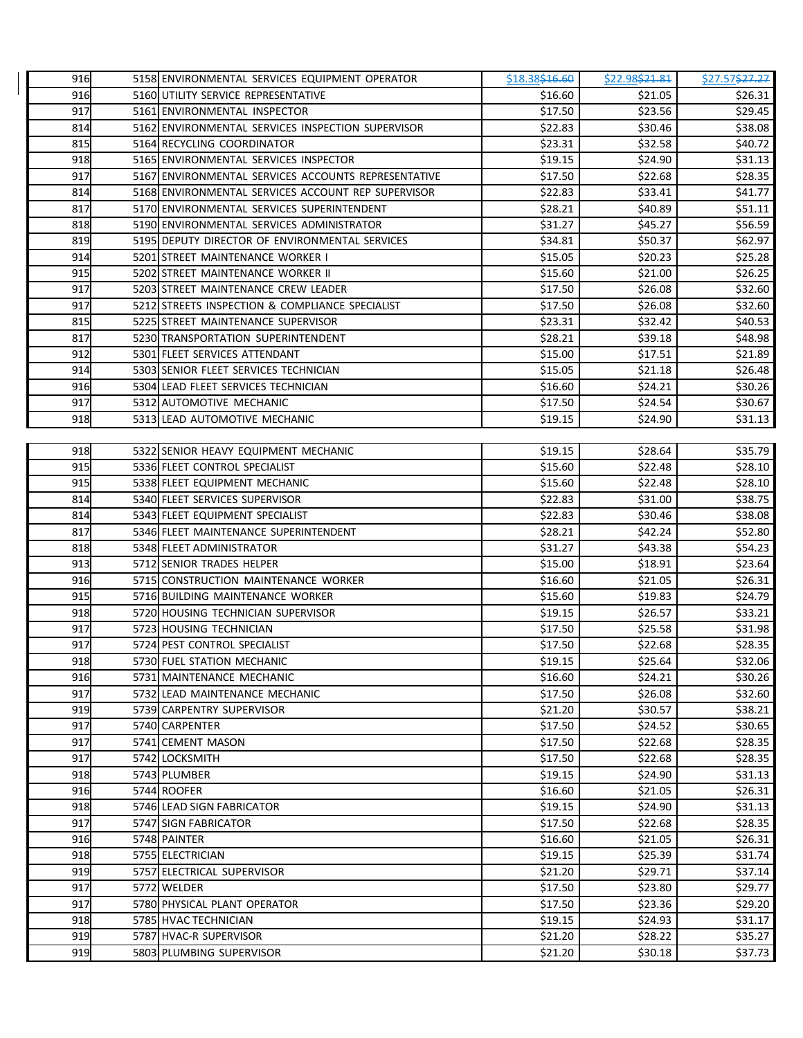| | | | | | |
|---|---|---|---|---|---|
| 916 | 5158 | ENVIRONMENTAL SERVICES EQUIPMENT OPERATOR | $18.38~~$16.60~~ | $22.98~~$21.81~~ | $27.57~~$27.27~~ |
| 916 | 5160 | UTILITY SERVICE REPRESENTATIVE | $16.60 | $21.05 | $26.31 |
| 917 | 5161 | ENVIRONMENTAL INSPECTOR | $17.50 | $23.56 | $29.45 |
| 814 | 5162 | ENVIRONMENTAL SERVICES INSPECTION SUPERVISOR | $22.83 | $30.46 | $38.08 |
| 815 | 5164 | RECYCLING COORDINATOR | $23.31 | $32.58 | $40.72 |
| 918 | 5165 | ENVIRONMENTAL SERVICES INSPECTOR | $19.15 | $24.90 | $31.13 |
| 917 | 5167 | ENVIRONMENTAL SERVICES ACCOUNTS REPRESENTATIVE | $17.50 | $22.68 | $28.35 |
| 814 | 5168 | ENVIRONMENTAL SERVICES ACCOUNT REP SUPERVISOR | $22.83 | $33.41 | $41.77 |
| 817 | 5170 | ENVIRONMENTAL SERVICES SUPERINTENDENT | $28.21 | $40.89 | $51.11 |
| 818 | 5190 | ENVIRONMENTAL SERVICES ADMINISTRATOR | $31.27 | $45.27 | $56.59 |
| 819 | 5195 | DEPUTY DIRECTOR OF ENVIRONMENTAL SERVICES | $34.81 | $50.37 | $62.97 |
| 914 | 5201 | STREET MAINTENANCE WORKER I | $15.05 | $20.23 | $25.28 |
| 915 | 5202 | STREET MAINTENANCE WORKER II | $15.60 | $21.00 | $26.25 |
| 917 | 5203 | STREET MAINTENANCE CREW LEADER | $17.50 | $26.08 | $32.60 |
| 917 | 5212 | STREETS INSPECTION & COMPLIANCE SPECIALIST | $17.50 | $26.08 | $32.60 |
| 815 | 5225 | STREET MAINTENANCE SUPERVISOR | $23.31 | $32.42 | $40.53 |
| 817 | 5230 | TRANSPORTATION SUPERINTENDENT | $28.21 | $39.18 | $48.98 |
| 912 | 5301 | FLEET SERVICES ATTENDANT | $15.00 | $17.51 | $21.89 |
| 914 | 5303 | SENIOR FLEET SERVICES TECHNICIAN | $15.05 | $21.18 | $26.48 |
| 916 | 5304 | LEAD FLEET SERVICES TECHNICIAN | $16.60 | $24.21 | $30.26 |
| 917 | 5312 | AUTOMOTIVE MECHANIC | $17.50 | $24.54 | $30.67 |
| 918 | 5313 | LEAD AUTOMOTIVE MECHANIC | $19.15 | $24.90 | $31.13 |
| 918 | 5322 | SENIOR HEAVY EQUIPMENT MECHANIC | $19.15 | $28.64 | $35.79 |
| 915 | 5336 | FLEET CONTROL SPECIALIST | $15.60 | $22.48 | $28.10 |
| 915 | 5338 | FLEET EQUIPMENT MECHANIC | $15.60 | $22.48 | $28.10 |
| 814 | 5340 | FLEET SERVICES SUPERVISOR | $22.83 | $31.00 | $38.75 |
| 814 | 5343 | FLEET EQUIPMENT SPECIALIST | $22.83 | $30.46 | $38.08 |
| 817 | 5346 | FLEET MAINTENANCE SUPERINTENDENT | $28.21 | $42.24 | $52.80 |
| 818 | 5348 | FLEET ADMINISTRATOR | $31.27 | $43.38 | $54.23 |
| 913 | 5712 | SENIOR TRADES HELPER | $15.00 | $18.91 | $23.64 |
| 916 | 5715 | CONSTRUCTION MAINTENANCE WORKER | $16.60 | $21.05 | $26.31 |
| 915 | 5716 | BUILDING MAINTENANCE WORKER | $15.60 | $19.83 | $24.79 |
| 918 | 5720 | HOUSING TECHNICIAN SUPERVISOR | $19.15 | $26.57 | $33.21 |
| 917 | 5723 | HOUSING TECHNICIAN | $17.50 | $25.58 | $31.98 |
| 917 | 5724 | PEST CONTROL SPECIALIST | $17.50 | $22.68 | $28.35 |
| 918 | 5730 | FUEL STATION MECHANIC | $19.15 | $25.64 | $32.06 |
| 916 | 5731 | MAINTENANCE MECHANIC | $16.60 | $24.21 | $30.26 |
| 917 | 5732 | LEAD MAINTENANCE MECHANIC | $17.50 | $26.08 | $32.60 |
| 919 | 5739 | CARPENTRY SUPERVISOR | $21.20 | $30.57 | $38.21 |
| 917 | 5740 | CARPENTER | $17.50 | $24.52 | $30.65 |
| 917 | 5741 | CEMENT MASON | $17.50 | $22.68 | $28.35 |
| 917 | 5742 | LOCKSMITH | $17.50 | $22.68 | $28.35 |
| 918 | 5743 | PLUMBER | $19.15 | $24.90 | $31.13 |
| 916 | 5744 | ROOFER | $16.60 | $21.05 | $26.31 |
| 918 | 5746 | LEAD SIGN FABRICATOR | $19.15 | $24.90 | $31.13 |
| 917 | 5747 | SIGN FABRICATOR | $17.50 | $22.68 | $28.35 |
| 916 | 5748 | PAINTER | $16.60 | $21.05 | $26.31 |
| 918 | 5755 | ELECTRICIAN | $19.15 | $25.39 | $31.74 |
| 919 | 5757 | ELECTRICAL SUPERVISOR | $21.20 | $29.71 | $37.14 |
| 917 | 5772 | WELDER | $17.50 | $23.80 | $29.77 |
| 917 | 5780 | PHYSICAL PLANT OPERATOR | $17.50 | $23.36 | $29.20 |
| 918 | 5785 | HVAC TECHNICIAN | $19.15 | $24.93 | $31.17 |
| 919 | 5787 | HVAC-R SUPERVISOR | $21.20 | $28.22 | $35.27 |
| 919 | 5803 | PLUMBING SUPERVISOR | $21.20 | $30.18 | $37.73 |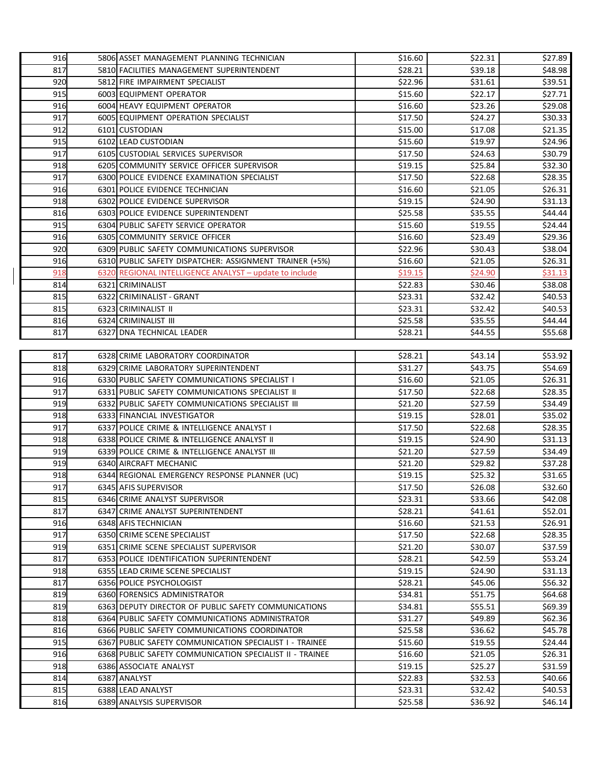| | | | | | |
|---|---|---|---|---|---|
| 916 | 5806 | ASSET MANAGEMENT PLANNING TECHNICIAN | $16.60 | $22.31 | $27.89 |
| 817 | 5810 | FACILITIES MANAGEMENT SUPERINTENDENT | $28.21 | $39.18 | $48.98 |
| 920 | 5812 | FIRE IMPAIRMENT SPECIALIST | $22.96 | $31.61 | $39.51 |
| 915 | 6003 | EQUIPMENT OPERATOR | $15.60 | $22.17 | $27.71 |
| 916 | 6004 | HEAVY EQUIPMENT OPERATOR | $16.60 | $23.26 | $29.08 |
| 917 | 6005 | EQUIPMENT OPERATION SPECIALIST | $17.50 | $24.27 | $30.33 |
| 912 | 6101 | CUSTODIAN | $15.00 | $17.08 | $21.35 |
| 915 | 6102 | LEAD CUSTODIAN | $15.60 | $19.97 | $24.96 |
| 917 | 6105 | CUSTODIAL SERVICES SUPERVISOR | $17.50 | $24.63 | $30.79 |
| 918 | 6205 | COMMUNITY SERVICE OFFICER SUPERVISOR | $19.15 | $25.84 | $32.30 |
| 917 | 6300 | POLICE EVIDENCE EXAMINATION SPECIALIST | $17.50 | $22.68 | $28.35 |
| 916 | 6301 | POLICE EVIDENCE TECHNICIAN | $16.60 | $21.05 | $26.31 |
| 918 | 6302 | POLICE EVIDENCE SUPERVISOR | $19.15 | $24.90 | $31.13 |
| 816 | 6303 | POLICE EVIDENCE SUPERINTENDENT | $25.58 | $35.55 | $44.44 |
| 915 | 6304 | PUBLIC SAFETY SERVICE OPERATOR | $15.60 | $19.55 | $24.44 |
| 916 | 6305 | COMMUNITY SERVICE OFFICER | $16.60 | $23.49 | $29.36 |
| 920 | 6309 | PUBLIC SAFETY COMMUNICATIONS SUPERVISOR | $22.96 | $30.43 | $38.04 |
| 916 | 6310 | PUBLIC SAFETY DISPATCHER: ASSIGNMENT TRAINER (+5%) | $16.60 | $21.05 | $26.31 |
| 918 | 6320 | REGIONAL INTELLIGENCE ANALYST – update to include | $19.15 | $24.90 | $31.13 |
| 814 | 6321 | CRIMINALIST | $22.83 | $30.46 | $38.08 |
| 815 | 6322 | CRIMINALIST - GRANT | $23.31 | $32.42 | $40.53 |
| 815 | 6323 | CRIMINALIST II | $23.31 | $32.42 | $40.53 |
| 816 | 6324 | CRIMINALIST III | $25.58 | $35.55 | $44.44 |
| 817 | 6327 | DNA TECHNICAL LEADER | $28.21 | $44.55 | $55.68 |
| 817 | 6328 | CRIME LABORATORY COORDINATOR | $28.21 | $43.14 | $53.92 |
| 818 | 6329 | CRIME LABORATORY SUPERINTENDENT | $31.27 | $43.75 | $54.69 |
| 916 | 6330 | PUBLIC SAFETY COMMUNICATIONS SPECIALIST I | $16.60 | $21.05 | $26.31 |
| 917 | 6331 | PUBLIC SAFETY COMMUNICATIONS SPECIALIST II | $17.50 | $22.68 | $28.35 |
| 919 | 6332 | PUBLIC SAFETY COMMUNICATIONS SPECIALIST III | $21.20 | $27.59 | $34.49 |
| 918 | 6333 | FINANCIAL INVESTIGATOR | $19.15 | $28.01 | $35.02 |
| 917 | 6337 | POLICE CRIME & INTELLIGENCE ANALYST I | $17.50 | $22.68 | $28.35 |
| 918 | 6338 | POLICE CRIME & INTELLIGENCE ANALYST II | $19.15 | $24.90 | $31.13 |
| 919 | 6339 | POLICE CRIME & INTELLIGENCE ANALYST III | $21.20 | $27.59 | $34.49 |
| 919 | 6340 | AIRCRAFT MECHANIC | $21.20 | $29.82 | $37.28 |
| 918 | 6344 | REGIONAL EMERGENCY RESPONSE PLANNER (UC) | $19.15 | $25.32 | $31.65 |
| 917 | 6345 | AFIS SUPERVISOR | $17.50 | $26.08 | $32.60 |
| 815 | 6346 | CRIME ANALYST SUPERVISOR | $23.31 | $33.66 | $42.08 |
| 817 | 6347 | CRIME ANALYST SUPERINTENDENT | $28.21 | $41.61 | $52.01 |
| 916 | 6348 | AFIS TECHNICIAN | $16.60 | $21.53 | $26.91 |
| 917 | 6350 | CRIME SCENE SPECIALIST | $17.50 | $22.68 | $28.35 |
| 919 | 6351 | CRIME SCENE SPECIALIST SUPERVISOR | $21.20 | $30.07 | $37.59 |
| 817 | 6353 | POLICE IDENTIFICATION SUPERINTENDENT | $28.21 | $42.59 | $53.24 |
| 918 | 6355 | LEAD CRIME SCENE SPECIALIST | $19.15 | $24.90 | $31.13 |
| 817 | 6356 | POLICE PSYCHOLOGIST | $28.21 | $45.06 | $56.32 |
| 819 | 6360 | FORENSICS ADMINISTRATOR | $34.81 | $51.75 | $64.68 |
| 819 | 6363 | DEPUTY DIRECTOR OF PUBLIC SAFETY COMMUNICATIONS | $34.81 | $55.51 | $69.39 |
| 818 | 6364 | PUBLIC SAFETY COMMUNICATIONS ADMINISTRATOR | $31.27 | $49.89 | $62.36 |
| 816 | 6366 | PUBLIC SAFETY COMMUNICATIONS COORDINATOR | $25.58 | $36.62 | $45.78 |
| 915 | 6367 | PUBLIC SAFETY COMMUNICATION SPECIALIST I - TRAINEE | $15.60 | $19.55 | $24.44 |
| 916 | 6368 | PUBLIC SAFETY COMMUNICATION SPECIALIST II - TRAINEE | $16.60 | $21.05 | $26.31 |
| 918 | 6386 | ASSOCIATE ANALYST | $19.15 | $25.27 | $31.59 |
| 814 | 6387 | ANALYST | $22.83 | $32.53 | $40.66 |
| 815 | 6388 | LEAD ANALYST | $23.31 | $32.42 | $40.53 |
| 816 | 6389 | ANALYSIS SUPERVISOR | $25.58 | $36.92 | $46.14 |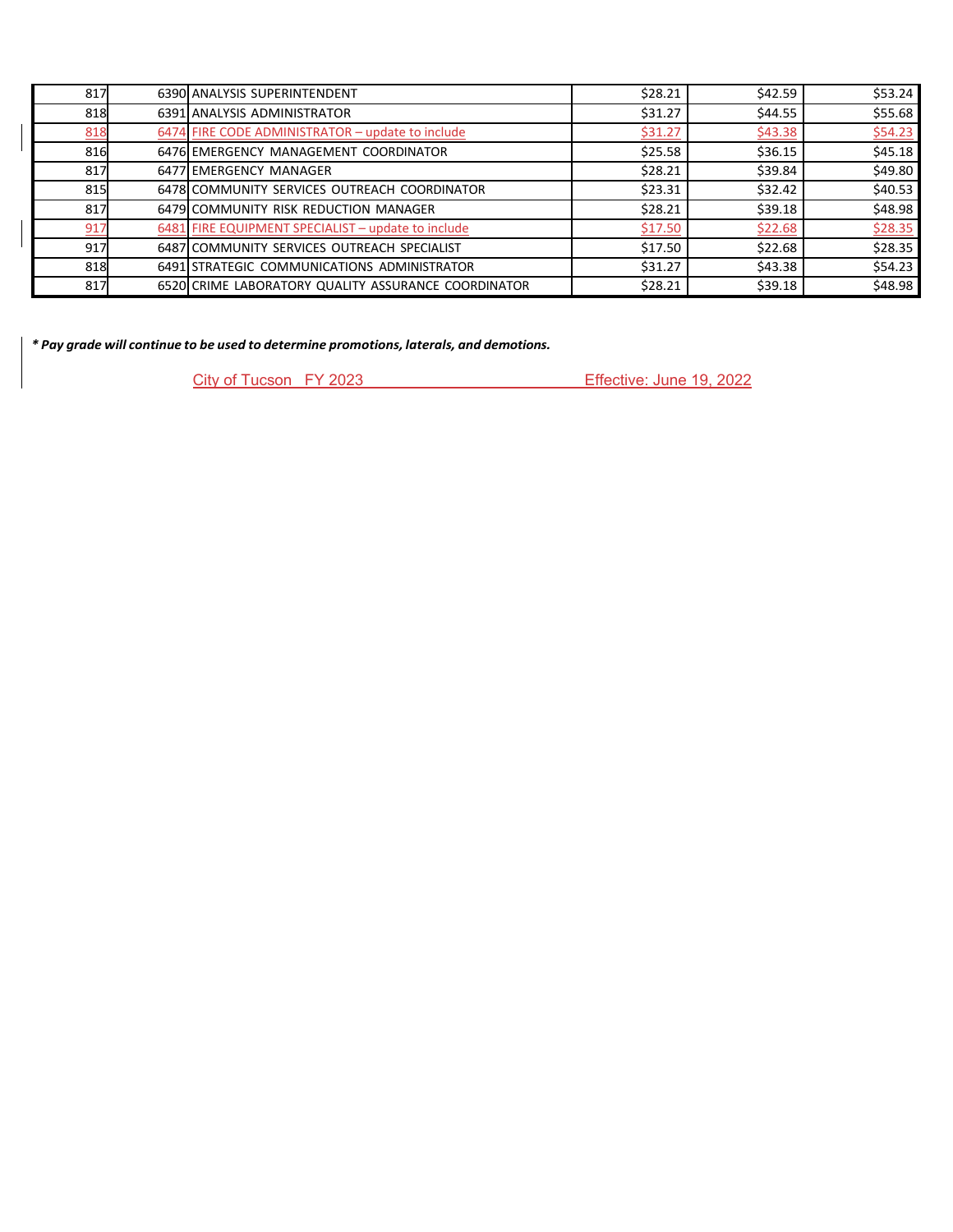| | | | | | |
|---|---|---|---|---|---|
| 817 | 6390 | ANALYSIS SUPERINTENDENT | $28.21 | $42.59 | $53.24 |
| 818 | 6391 | ANALYSIS ADMINISTRATOR | $31.27 | $44.55 | $55.68 |
| 818 | 6474 | FIRE CODE ADMINISTRATOR – update to include | $31.27 | $43.38 | $54.23 |
| 816 | 6476 | EMERGENCY MANAGEMENT COORDINATOR | $25.58 | $36.15 | $45.18 |
| 817 | 6477 | EMERGENCY MANAGER | $28.21 | $39.84 | $49.80 |
| 815 | 6478 | COMMUNITY SERVICES OUTREACH COORDINATOR | $23.31 | $32.42 | $40.53 |
| 817 | 6479 | COMMUNITY RISK REDUCTION MANAGER | $28.21 | $39.18 | $48.98 |
| 917 | 6481 | FIRE EQUIPMENT SPECIALIST – update to include | $17.50 | $22.68 | $28.35 |
| 917 | 6487 | COMMUNITY SERVICES OUTREACH SPECIALIST | $17.50 | $22.68 | $28.35 |
| 818 | 6491 | STRATEGIC COMMUNICATIONS ADMINISTRATOR | $31.27 | $43.38 | $54.23 |
| 817 | 6520 | CRIME LABORATORY QUALITY ASSURANCE COORDINATOR | $28.21 | $39.18 | $48.98 |

***\* Pay grade will continue to be used to determine promotions, laterals, and demotions.***

City of Tucson FY 2023 Effective: June 19, 2022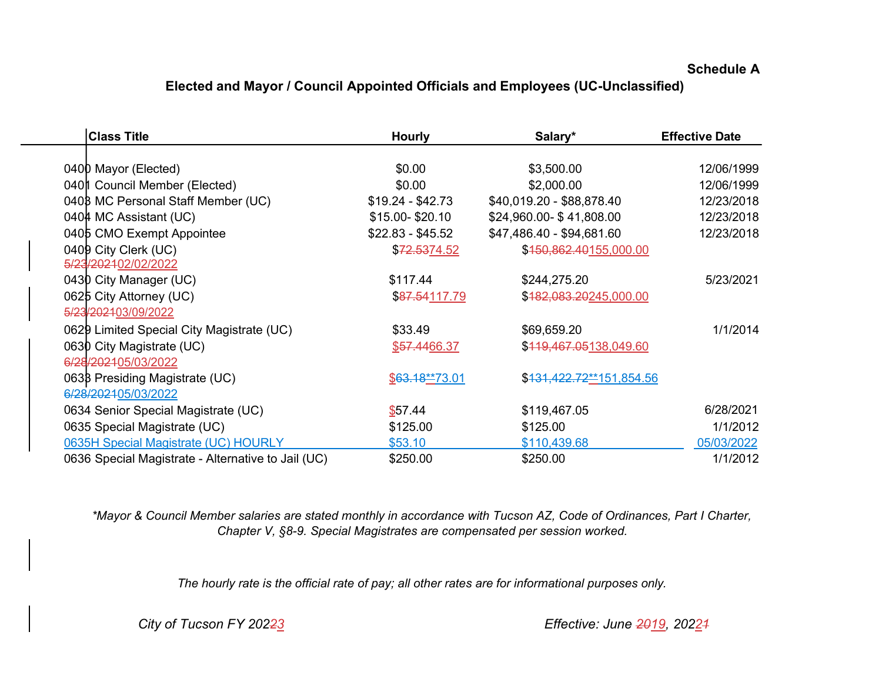**Schedule A**

**Elected and Mayor / Council Appointed Officials and Employees (UC-Unclassified)**

| Class Title | Hourly | Salary* | Effective Date |
|---|---|---|---|
| 0400 Mayor (Elected) | $0.00 | $3,500.00 | 12/06/1999 |
| 0401 Council Member (Elected) | $0.00 | $2,000.00 | 12/06/1999 |
| 0403 MC Personal Staff Member (UC) | $19.24 - $42.73 | $40,019.20 - $88,878.40 | 12/23/2018 |
| 0404 MC Assistant (UC) | $15.00- $20.10 | $24,960.00- $ 41,808.00 | 12/23/2018 |
| 0405 CMO Exempt Appointee | $22.83 - $45.52 | $47,486.40 - $94,681.60 | 12/23/2018 |
| 0409 City Clerk (UC) | $~~72.53~~74.52 | $~~150,862.40~~155,000.00 | ~~5/23/2021~~02/02/2022 |
| 0430 City Manager (UC) | $117.44 | $244,275.20 | 5/23/2021 |
| 0625 City Attorney (UC) | $~~87.54~~117.79 | $~~182,083.20~~245,000.00 | ~~5/23/2021~~03/09/2022 |
| 0629 Limited Special City Magistrate (UC) | $33.49 | $69,659.20 | 1/1/2014 |
| 0630 City Magistrate (UC) | $~~57.44~~66.37 | $~~119,467.05~~138,049.60 | ~~6/28/2021~~05/03/2022 |
| 0633 Presiding Magistrate (UC) | $~~63.18~~**73.01 | $~~131,422.72~~**151,854.56 | ~~6/28/2021~~05/03/2022 |
| 0634 Senior Special Magistrate (UC) | $57.44 | $119,467.05 | 6/28/2021 |
| 0635 Special Magistrate (UC) | $125.00 | $125.00 | 1/1/2012 |
| 0635H Special Magistrate (UC) HOURLY | $53.10 | $110,439.68 | 05/03/2022 |
| 0636 Special Magistrate - Alternative to Jail (UC) | $250.00 | $250.00 | 1/1/2012 |

*\*Mayor & Council Member salaries are stated monthly in accordance with Tucson AZ, Code of Ordinances, Part I Charter, Chapter V, §8-9. Special Magistrates are compensated per session worked.*

*The hourly rate is the official rate of pay; all other rates are for informational purposes only.*

*City of Tucson FY 202~~2~~3* *Effective: June ~~20~~19, 202~~1~~2*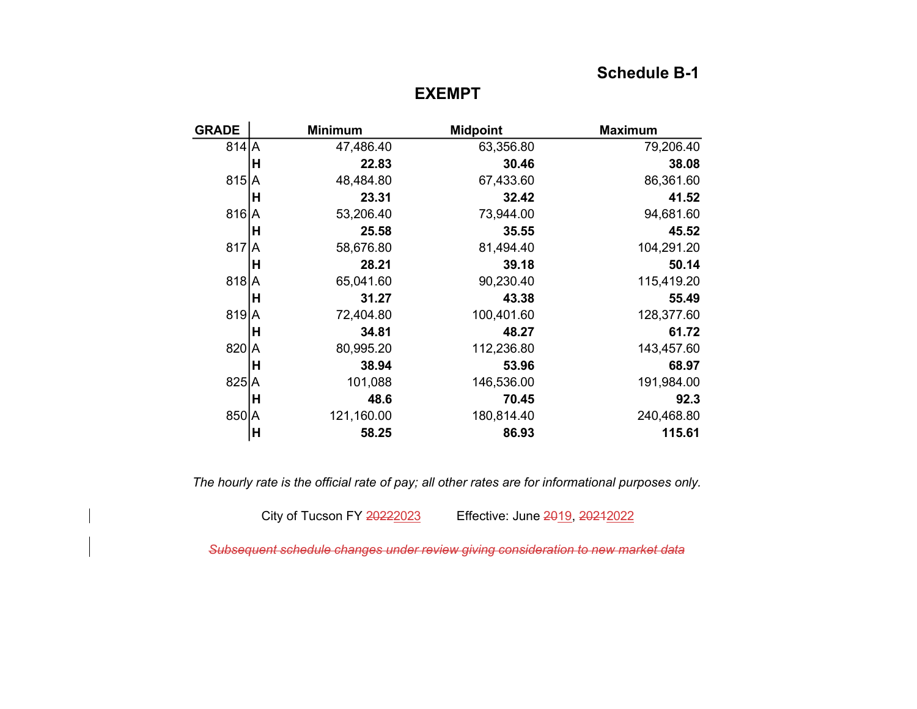**Schedule B-1**

## EXEMPT

| GRADE | | Minimum | Midpoint | Maximum |
|---|---|---|---|---|
| 814 | A | 47,486.40 | 63,356.80 | 79,206.40 |
| | **H** | **22.83** | **30.46** | **38.08** |
| 815 | A | 48,484.80 | 67,433.60 | 86,361.60 |
| | **H** | **23.31** | **32.42** | **41.52** |
| 816 | A | 53,206.40 | 73,944.00 | 94,681.60 |
| | **H** | **25.58** | **35.55** | **45.52** |
| 817 | A | 58,676.80 | 81,494.40 | 104,291.20 |
| | **H** | **28.21** | **39.18** | **50.14** |
| 818 | A | 65,041.60 | 90,230.40 | 115,419.20 |
| | **H** | **31.27** | **43.38** | **55.49** |
| 819 | A | 72,404.80 | 100,401.60 | 128,377.60 |
| | **H** | **34.81** | **48.27** | **61.72** |
| 820 | A | 80,995.20 | 112,236.80 | 143,457.60 |
| | **H** | **38.94** | **53.96** | **68.97** |
| 825 | A | 101,088 | 146,536.00 | 191,984.00 |
| | **H** | **48.6** | **70.45** | **92.3** |
| 850 | A | 121,160.00 | 180,814.40 | 240,468.80 |
| | **H** | **58.25** | **86.93** | **115.61** |

*The hourly rate is the official rate of pay; all other rates are for informational purposes only.*

City of Tucson FY ~~2022~~2023 Effective: June ~~20~~19, ~~2021~~2022

~~*Subsequent schedule changes under review giving consideration to new market data*~~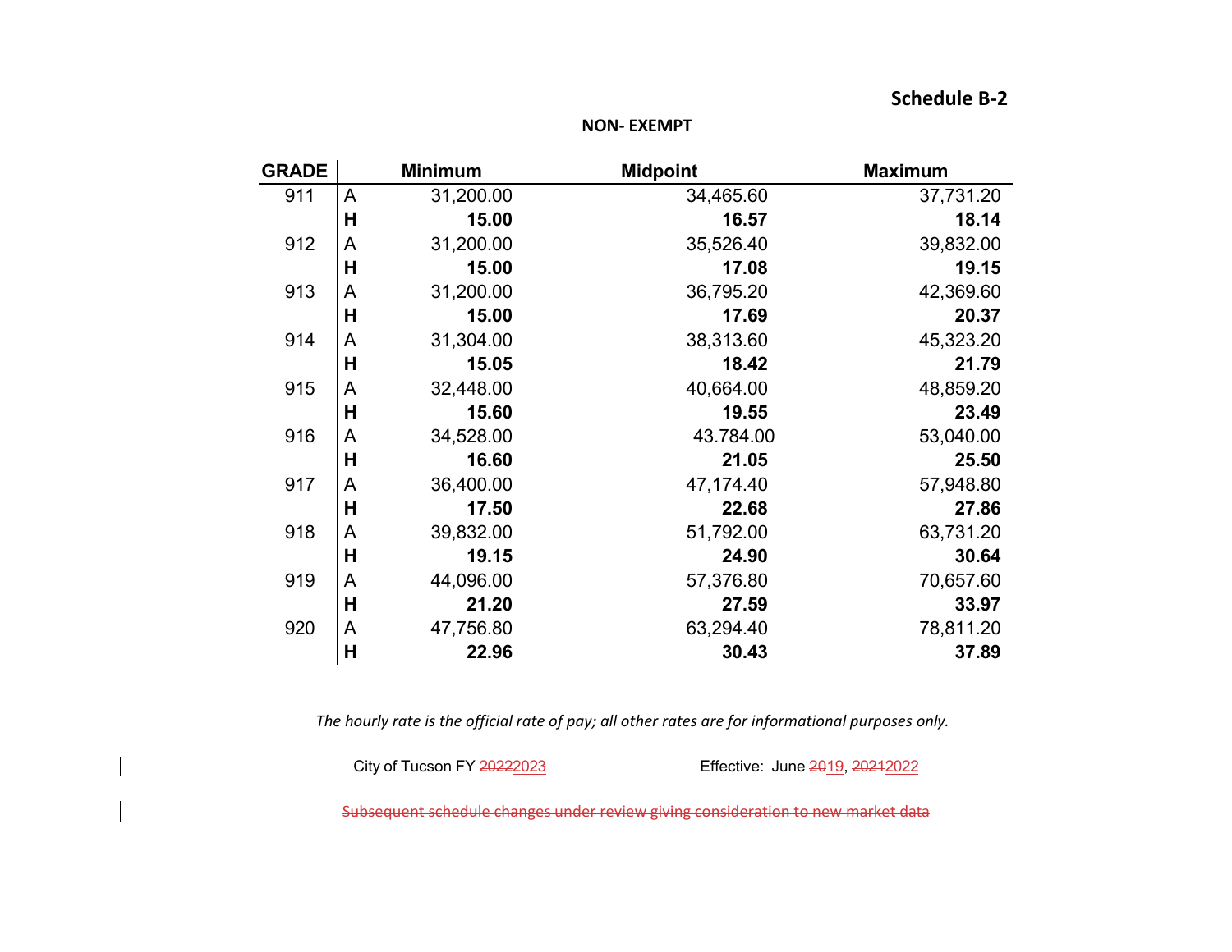**Schedule B-2**

**NON- EXEMPT**

| GRADE | | Minimum | Midpoint | Maximum |
|---|---|---|---|---|
| 911 | A | 31,200.00 | 34,465.60 | 37,731.20 |
| | **H** | **15.00** | **16.57** | **18.14** |
| 912 | A | 31,200.00 | 35,526.40 | 39,832.00 |
| | **H** | **15.00** | **17.08** | **19.15** |
| 913 | A | 31,200.00 | 36,795.20 | 42,369.60 |
| | **H** | **15.00** | **17.69** | **20.37** |
| 914 | A | 31,304.00 | 38,313.60 | 45,323.20 |
| | **H** | **15.05** | **18.42** | **21.79** |
| 915 | A | 32,448.00 | 40,664.00 | 48,859.20 |
| | **H** | **15.60** | **19.55** | **23.49** |
| 916 | A | 34,528.00 | 43.784.00 | 53,040.00 |
| | **H** | **16.60** | **21.05** | **25.50** |
| 917 | A | 36,400.00 | 47,174.40 | 57,948.80 |
| | **H** | **17.50** | **22.68** | **27.86** |
| 918 | A | 39,832.00 | 51,792.00 | 63,731.20 |
| | **H** | **19.15** | **24.90** | **30.64** |
| 919 | A | 44,096.00 | 57,376.80 | 70,657.60 |
| | **H** | **21.20** | **27.59** | **33.97** |
| 920 | A | 47,756.80 | 63,294.40 | 78,811.20 |
| | **H** | **22.96** | **30.43** | **37.89** |

*The hourly rate is the official rate of pay; all other rates are for informational purposes only.*

City of Tucson FY ~~2022~~2023 Effective: June ~~20~~19, ~~2021~~2022

~~Subsequent schedule changes under review giving consideration to new market data~~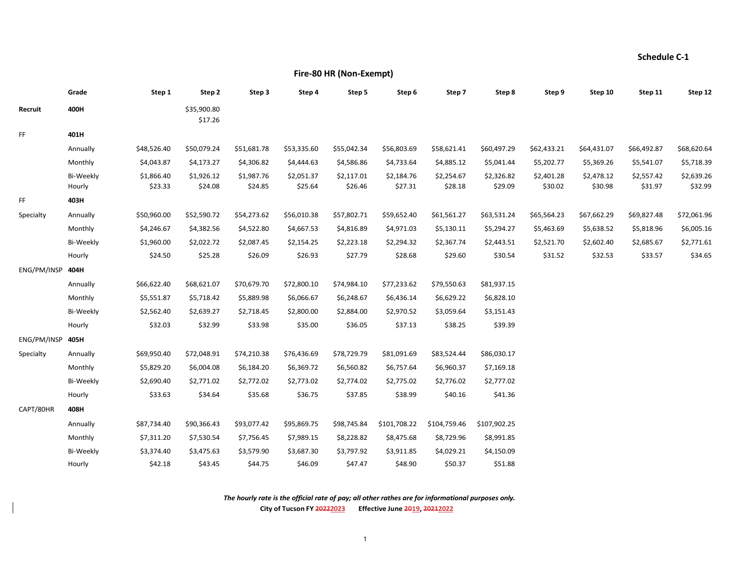**Schedule C-1**

## Fire-80 HR (Non-Exempt)

| | Grade | Step 1 | Step 2 | Step 3 | Step 4 | Step 5 | Step 6 | Step 7 | Step 8 | Step 9 | Step 10 | Step 11 | Step 12 |
|---|---|---|---|---|---|---|---|---|---|---|---|---|---|
| **Recruit** | **400H** | | $35,900.80 $17.26 | | | | | | | | | | |
| FF | **401H** | | | | | | | | | | | | |
| | Annually | $48,526.40 | $50,079.24 | $51,681.78 | $53,335.60 | $55,042.34 | $56,803.69 | $58,621.41 | $60,497.29 | $62,433.21 | $64,431.07 | $66,492.87 | $68,620.64 |
| | Monthly | $4,043.87 | $4,173.27 | $4,306.82 | $4,444.63 | $4,586.86 | $4,733.64 | $4,885.12 | $5,041.44 | $5,202.77 | $5,369.26 | $5,541.07 | $5,718.39 |
| | Bi-Weekly | $1,866.40 | $1,926.12 | $1,987.76 | $2,051.37 | $2,117.01 | $2,184.76 | $2,254.67 | $2,326.82 | $2,401.28 | $2,478.12 | $2,557.42 | $2,639.26 |
| | Hourly | $23.33 | $24.08 | $24.85 | $25.64 | $26.46 | $27.31 | $28.18 | $29.09 | $30.02 | $30.98 | $31.97 | $32.99 |
| FF | **403H** | | | | | | | | | | | | |
| Specialty | Annually | $50,960.00 | $52,590.72 | $54,273.62 | $56,010.38 | $57,802.71 | $59,652.40 | $61,561.27 | $63,531.24 | $65,564.23 | $67,662.29 | $69,827.48 | $72,061.96 |
| | Monthly | $4,246.67 | $4,382.56 | $4,522.80 | $4,667.53 | $4,816.89 | $4,971.03 | $5,130.11 | $5,294.27 | $5,463.69 | $5,638.52 | $5,818.96 | $6,005.16 |
| | Bi-Weekly | $1,960.00 | $2,022.72 | $2,087.45 | $2,154.25 | $2,223.18 | $2,294.32 | $2,367.74 | $2,443.51 | $2,521.70 | $2,602.40 | $2,685.67 | $2,771.61 |
| | Hourly | $24.50 | $25.28 | $26.09 | $26.93 | $27.79 | $28.68 | $29.60 | $30.54 | $31.52 | $32.53 | $33.57 | $34.65 |
| ENG/PM/INSP | **404H** | | | | | | | | | | | | |
| | Annually | $66,622.40 | $68,621.07 | $70,679.70 | $72,800.10 | $74,984.10 | $77,233.62 | $79,550.63 | $81,937.15 | | | | |
| | Monthly | $5,551.87 | $5,718.42 | $5,889.98 | $6,066.67 | $6,248.67 | $6,436.14 | $6,629.22 | $6,828.10 | | | | |
| | Bi-Weekly | $2,562.40 | $2,639.27 | $2,718.45 | $2,800.00 | $2,884.00 | $2,970.52 | $3,059.64 | $3,151.43 | | | | |
| | Hourly | $32.03 | $32.99 | $33.98 | $35.00 | $36.05 | $37.13 | $38.25 | $39.39 | | | | |
| ENG/PM/INSP | **405H** | | | | | | | | | | | | |
| Specialty | Annually | $69,950.40 | $72,048.91 | $74,210.38 | $76,436.69 | $78,729.79 | $81,091.69 | $83,524.44 | $86,030.17 | | | | |
| | Monthly | $5,829.20 | $6,004.08 | $6,184.20 | $6,369.72 | $6,560.82 | $6,757.64 | $6,960.37 | $7,169.18 | | | | |
| | Bi-Weekly | $2,690.40 | $2,771.02 | $2,772.02 | $2,773.02 | $2,774.02 | $2,775.02 | $2,776.02 | $2,777.02 | | | | |
| | Hourly | $33.63 | $34.64 | $35.68 | $36.75 | $37.85 | $38.99 | $40.16 | $41.36 | | | | |
| CAPT/80HR | **408H** | | | | | | | | | | | | |
| | Annually | $87,734.40 | $90,366.43 | $93,077.42 | $95,869.75 | $98,745.84 | $101,708.22 | $104,759.46 | $107,902.25 | | | | |
| | Monthly | $7,311.20 | $7,530.54 | $7,756.45 | $7,989.15 | $8,228.82 | $8,475.68 | $8,729.96 | $8,991.85 | | | | |
| | Bi-Weekly | $3,374.40 | $3,475.63 | $3,579.90 | $3,687.30 | $3,797.92 | $3,911.85 | $4,029.21 | $4,150.09 | | | | |
| | Hourly | $42.18 | $43.45 | $44.75 | $46.09 | $47.47 | $48.90 | $50.37 | $51.88 | | | | |

***The hourly rate is the official rate of pay; all other rathes are for informational purposes only.***

**City of Tucson FY ~~2022~~2023 Effective June ~~20~~19, ~~2021~~2022**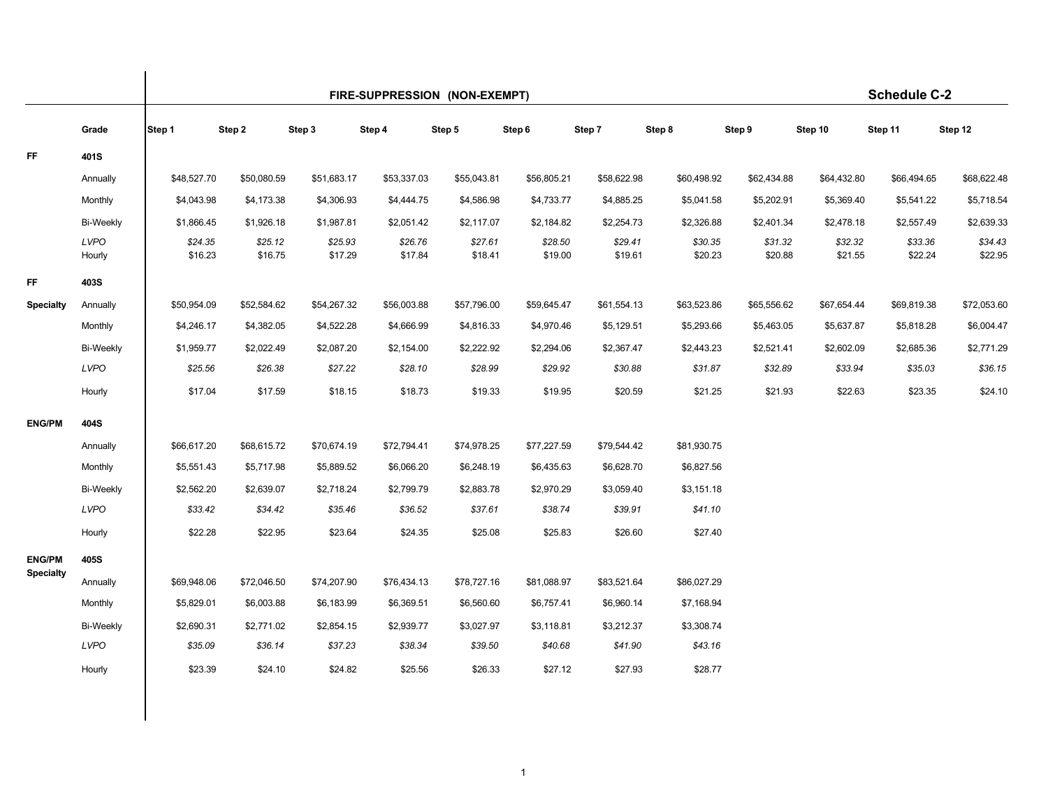## FIRE-SUPPRESSION (NON-EXEMPT)

**Schedule C-2**

| | Grade | Step 1 | Step 2 | Step 3 | Step 4 | Step 5 | Step 6 | Step 7 | Step 8 | Step 9 | Step 10 | Step 11 | Step 12 |
|---|---|---|---|---|---|---|---|---|---|---|---|---|---|
| **FF** | **401S** | | | | | | | | | | | | |
| | Annually | $48,527.70 | $50,080.59 | $51,683.17 | $53,337.03 | $55,043.81 | $56,805.21 | $58,622.98 | $60,498.92 | $62,434.88 | $64,432.80 | $66,494.65 | $68,622.48 |
| | Monthly | $4,043.98 | $4,173.38 | $4,306.93 | $4,444.75 | $4,586.98 | $4,733.77 | $4,885.25 | $5,041.58 | $5,202.91 | $5,369.40 | $5,541.22 | $5,718.54 |
| | Bi-Weekly | $1,866.45 | $1,926.18 | $1,987.81 | $2,051.42 | $2,117.07 | $2,184.82 | $2,254.73 | $2,326.88 | $2,401.34 | $2,478.18 | $2,557.49 | $2,639.33 |
| | *LVPO* | *$24.35* | *$25.12* | *$25.93* | *$26.76* | *$27.61* | *$28.50* | *$29.41* | *$30.35* | *$31.32* | *$32.32* | *$33.36* | *$34.43* |
| | Hourly | $16.23 | $16.75 | $17.29 | $17.84 | $18.41 | $19.00 | $19.61 | $20.23 | $20.88 | $21.55 | $22.24 | $22.95 |
| **FF** | **403S** | | | | | | | | | | | | |
| **Specialty** | Annually | $50,954.09 | $52,584.62 | $54,267.32 | $56,003.88 | $57,796.00 | $59,645.47 | $61,554.13 | $63,523.86 | $65,556.62 | $67,654.44 | $69,819.38 | $72,053.60 |
| | Monthly | $4,246.17 | $4,382.05 | $4,522.28 | $4,666.99 | $4,816.33 | $4,970.46 | $5,129.51 | $5,293.66 | $5,463.05 | $5,637.87 | $5,818.28 | $6,004.47 |
| | Bi-Weekly | $1,959.77 | $2,022.49 | $2,087.20 | $2,154.00 | $2,222.92 | $2,294.06 | $2,367.47 | $2,443.23 | $2,521.41 | $2,602.09 | $2,685.36 | $2,771.29 |
| | *LVPO* | *$25.56* | *$26.38* | *$27.22* | *$28.10* | *$28.99* | *$29.92* | *$30.88* | *$31.87* | *$32.89* | *$33.94* | *$35.03* | *$36.15* |
| | Hourly | $17.04 | $17.59 | $18.15 | $18.73 | $19.33 | $19.95 | $20.59 | $21.25 | $21.93 | $22.63 | $23.35 | $24.10 |
| **ENG/PM** | **404S** | | | | | | | | | | | | |
| | Annually | $66,617.20 | $68,615.72 | $70,674.19 | $72,794.41 | $74,978.25 | $77,227.59 | $79,544.42 | $81,930.75 | | | | |
| | Monthly | $5,551.43 | $5,717.98 | $5,889.52 | $6,066.20 | $6,248.19 | $6,435.63 | $6,628.70 | $6,827.56 | | | | |
| | Bi-Weekly | $2,562.20 | $2,639.07 | $2,718.24 | $2,799.79 | $2,883.78 | $2,970.29 | $3,059.40 | $3,151.18 | | | | |
| | *LVPO* | *$33.42* | *$34.42* | *$35.46* | *$36.52* | *$37.61* | *$38.74* | *$39.91* | *$41.10* | | | | |
| | Hourly | $22.28 | $22.95 | $23.64 | $24.35 | $25.08 | $25.83 | $26.60 | $27.40 | | | | |
| **ENG/PM Specialty** | **405S** | | | | | | | | | | | | |
| | Annually | $69,948.06 | $72,046.50 | $74,207.90 | $76,434.13 | $78,727.16 | $81,088.97 | $83,521.64 | $86,027.29 | | | | |
| | Monthly | $5,829.01 | $6,003.88 | $6,183.99 | $6,369.51 | $6,560.60 | $6,757.41 | $6,960.14 | $7,168.94 | | | | |
| | Bi-Weekly | $2,690.31 | $2,771.02 | $2,854.15 | $2,939.77 | $3,027.97 | $3,118.81 | $3,212.37 | $3,308.74 | | | | |
| | *LVPO* | *$35.09* | *$36.14* | *$37.23* | *$38.34* | *$39.50* | *$40.68* | *$41.90* | *$43.16* | | | | |
| | Hourly | $23.39 | $24.10 | $24.82 | $25.56 | $26.33 | $27.12 | $27.93 | $28.77 | | | | |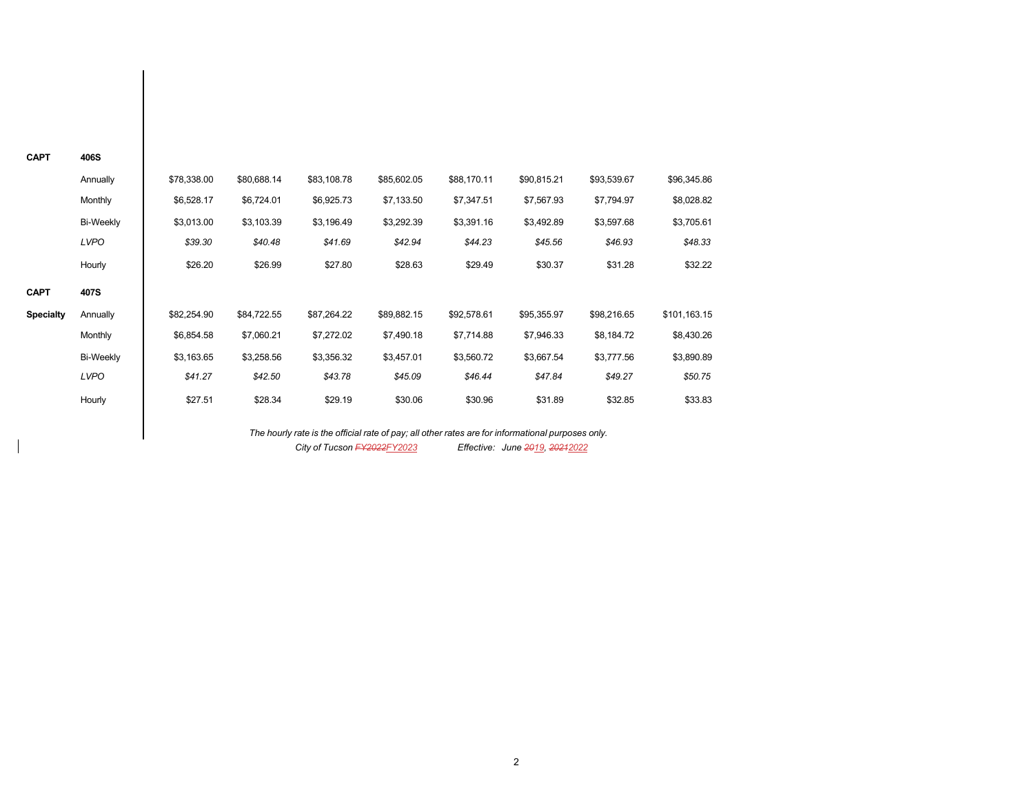| | | | | | | | | | |
|---|---|---|---|---|---|---|---|---|---|
| **CAPT** | **406S** | | | | | | | | |
| | Annually | $78,338.00 | $80,688.14 | $83,108.78 | $85,602.05 | $88,170.11 | $90,815.21 | $93,539.67 | $96,345.86 |
| | Monthly | $6,528.17 | $6,724.01 | $6,925.73 | $7,133.50 | $7,347.51 | $7,567.93 | $7,794.97 | $8,028.82 |
| | Bi-Weekly | $3,013.00 | $3,103.39 | $3,196.49 | $3,292.39 | $3,391.16 | $3,492.89 | $3,597.68 | $3,705.61 |
| | *LVPO* | *$39.30* | *$40.48* | *$41.69* | *$42.94* | *$44.23* | *$45.56* | *$46.93* | *$48.33* |
| | Hourly | $26.20 | $26.99 | $27.80 | $28.63 | $29.49 | $30.37 | $31.28 | $32.22 |
| **CAPT** | **407S** | | | | | | | | |
| **Specialty** | Annually | $82,254.90 | $84,722.55 | $87,264.22 | $89,882.15 | $92,578.61 | $95,355.97 | $98,216.65 | $101,163.15 |
| | Monthly | $6,854.58 | $7,060.21 | $7,272.02 | $7,490.18 | $7,714.88 | $7,946.33 | $8,184.72 | $8,430.26 |
| | Bi-Weekly | $3,163.65 | $3,258.56 | $3,356.32 | $3,457.01 | $3,560.72 | $3,667.54 | $3,777.56 | $3,890.89 |
| | *LVPO* | *$41.27* | *$42.50* | *$43.78* | *$45.09* | *$46.44* | *$47.84* | *$49.27* | *$50.75* |
| | Hourly | $27.51 | $28.34 | $29.19 | $30.06 | $30.96 | $31.89 | $32.85 | $33.83 |

*The hourly rate is the official rate of pay; all other rates are for informational purposes only.*

*City of Tucson ~~FY2022~~FY2023 Effective: June ~~20~~19, ~~2021~~2022*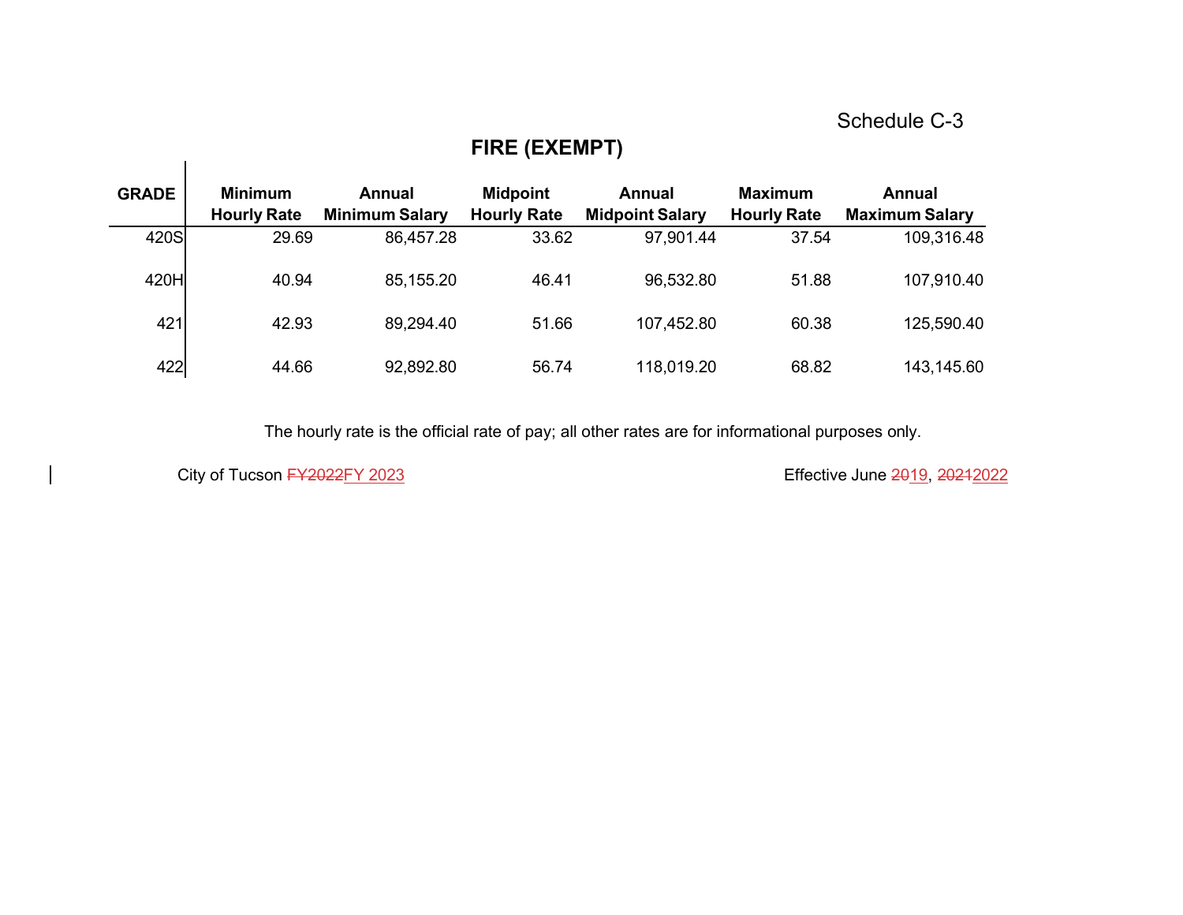Schedule C-3

## FIRE (EXEMPT)

| GRADE | Minimum Hourly Rate | Annual Minimum Salary | Midpoint Hourly Rate | Annual Midpoint Salary | Maximum Hourly Rate | Annual Maximum Salary |
|---|---|---|---|---|---|---|
| 420S | 29.69 | 86,457.28 | 33.62 | 97,901.44 | 37.54 | 109,316.48 |
| 420H | 40.94 | 85,155.20 | 46.41 | 96,532.80 | 51.88 | 107,910.40 |
| 421 | 42.93 | 89,294.40 | 51.66 | 107,452.80 | 60.38 | 125,590.40 |
| 422 | 44.66 | 92,892.80 | 56.74 | 118,019.20 | 68.82 | 143,145.60 |

The hourly rate is the official rate of pay; all other rates are for informational purposes only.

City of Tucson ~~FY2022~~FY 2023

Effective June ~~20~~19, ~~2021~~2022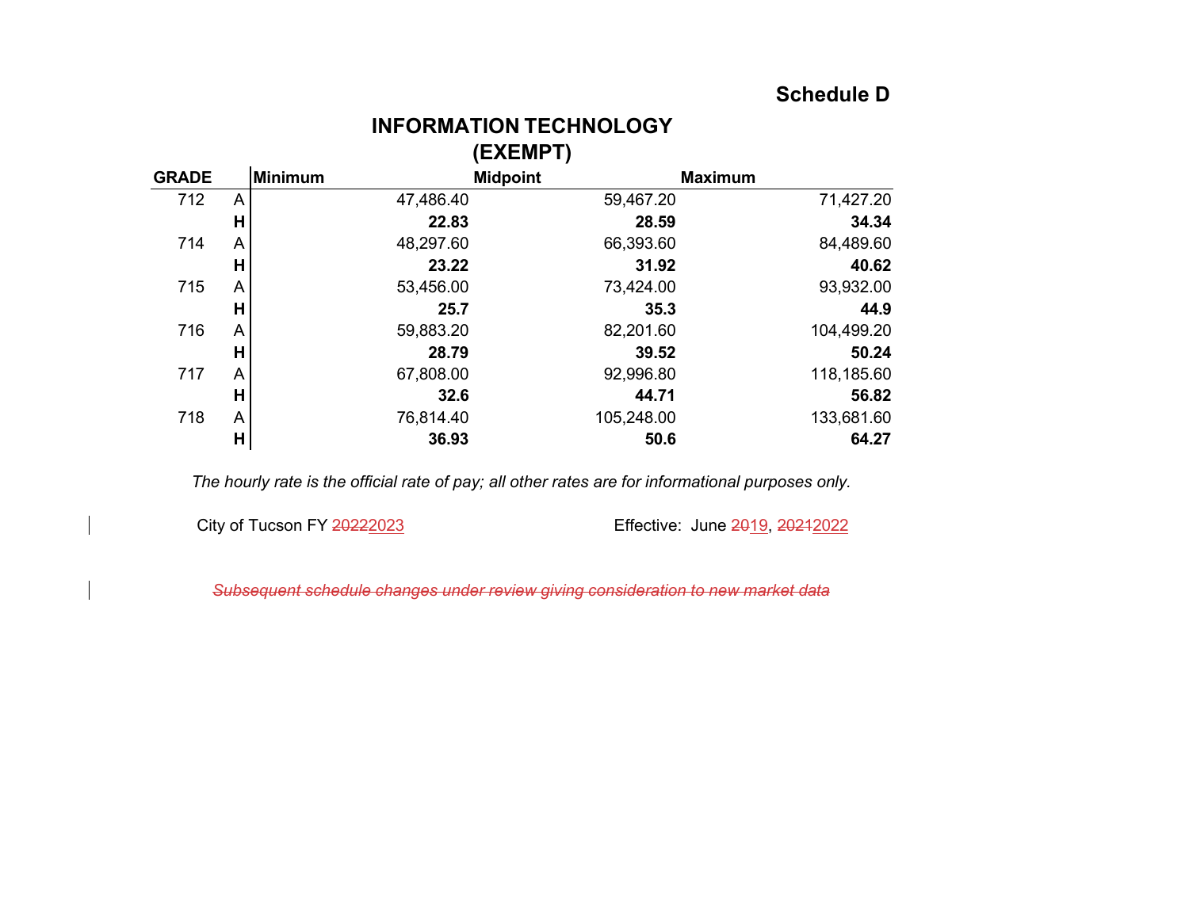**Schedule D**

## INFORMATION TECHNOLOGY
## (EXEMPT)

| GRADE | | Minimum | Midpoint | Maximum |
|---|---|---|---|---|
| 712 | A | 47,486.40 | 59,467.20 | 71,427.20 |
| | **H** | **22.83** | **28.59** | **34.34** |
| 714 | A | 48,297.60 | 66,393.60 | 84,489.60 |
| | **H** | **23.22** | **31.92** | **40.62** |
| 715 | A | 53,456.00 | 73,424.00 | 93,932.00 |
| | **H** | **25.7** | **35.3** | **44.9** |
| 716 | A | 59,883.20 | 82,201.60 | 104,499.20 |
| | **H** | **28.79** | **39.52** | **50.24** |
| 717 | A | 67,808.00 | 92,996.80 | 118,185.60 |
| | **H** | **32.6** | **44.71** | **56.82** |
| 718 | A | 76,814.40 | 105,248.00 | 133,681.60 |
| | **H** | **36.93** | **50.6** | **64.27** |

*The hourly rate is the official rate of pay; all other rates are for informational purposes only.*

City of Tucson FY ~~2022~~2023 Effective: June ~~20~~19, ~~2021~~2022

~~*Subsequent schedule changes under review giving consideration to new market data*~~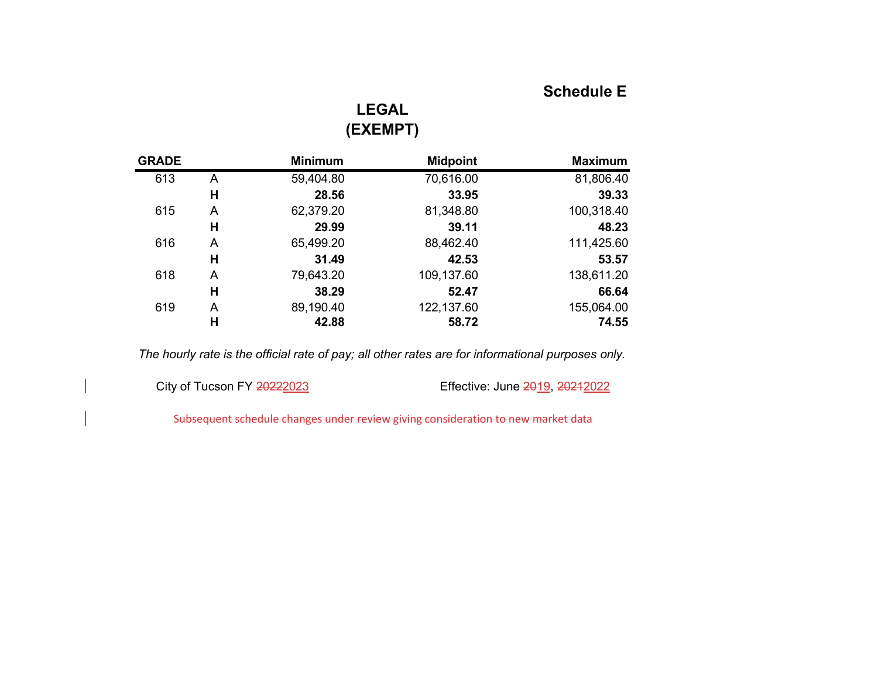**Schedule E**

# LEGAL
# (EXEMPT)

| GRADE | | Minimum | Midpoint | Maximum |
|---|---|---|---|---|
| 613 | A | 59,404.80 | 70,616.00 | 81,806.40 |
| | **H** | **28.56** | **33.95** | **39.33** |
| 615 | A | 62,379.20 | 81,348.80 | 100,318.40 |
| | **H** | **29.99** | **39.11** | **48.23** |
| 616 | A | 65,499.20 | 88,462.40 | 111,425.60 |
| | **H** | **31.49** | **42.53** | **53.57** |
| 618 | A | 79,643.20 | 109,137.60 | 138,611.20 |
| | **H** | **38.29** | **52.47** | **66.64** |
| 619 | A | 89,190.40 | 122,137.60 | 155,064.00 |
| | **H** | **42.88** | **58.72** | **74.55** |

*The hourly rate is the official rate of pay; all other rates are for informational purposes only.*

City of Tucson FY ~~2022~~2023 Effective: June ~~20~~19, ~~2021~~2022

~~Subsequent schedule changes under review giving consideration to new market data~~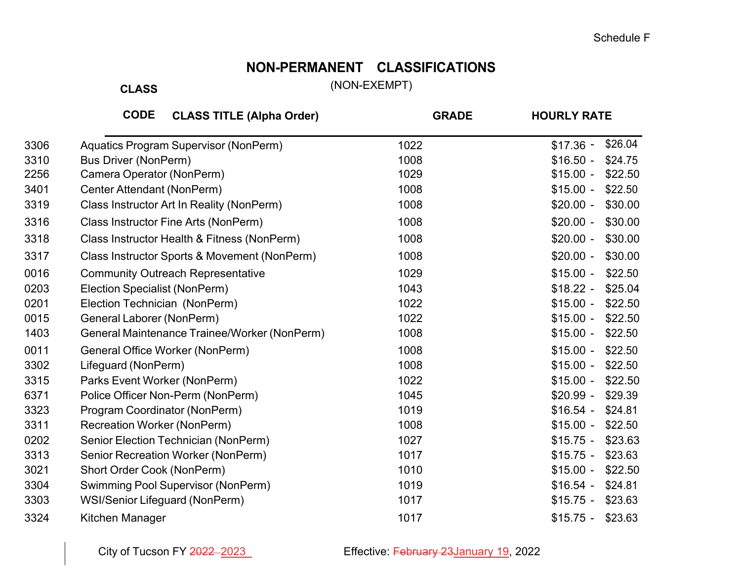Schedule F

## NON-PERMANENT CLASSIFICATIONS

(NON-EXEMPT)

| CLASS CODE | CLASS TITLE (Alpha Order) | GRADE | HOURLY RATE |
|---|---|---|---|
| 3306 | Aquatics Program Supervisor (NonPerm) | 1022 | $17.36 - $26.04 |
| 3310 | Bus Driver (NonPerm) | 1008 | $16.50 - $24.75 |
| 2256 | Camera Operator (NonPerm) | 1029 | $15.00 - $22.50 |
| 3401 | Center Attendant (NonPerm) | 1008 | $15.00 - $22.50 |
| 3319 | Class Instructor Art In Reality (NonPerm) | 1008 | $20.00 - $30.00 |
| 3316 | Class Instructor Fine Arts (NonPerm) | 1008 | $20.00 - $30.00 |
| 3318 | Class Instructor Health & Fitness (NonPerm) | 1008 | $20.00 - $30.00 |
| 3317 | Class Instructor Sports & Movement (NonPerm) | 1008 | $20.00 - $30.00 |
| 0016 | Community Outreach Representative | 1029 | $15.00 - $22.50 |
| 0203 | Election Specialist (NonPerm) | 1043 | $18.22 - $25.04 |
| 0201 | Election Technician (NonPerm) | 1022 | $15.00 - $22.50 |
| 0015 | General Laborer (NonPerm) | 1022 | $15.00 - $22.50 |
| 1403 | General Maintenance Trainee/Worker (NonPerm) | 1008 | $15.00 - $22.50 |
| 0011 | General Office Worker (NonPerm) | 1008 | $15.00 - $22.50 |
| 3302 | Lifeguard (NonPerm) | 1008 | $15.00 - $22.50 |
| 3315 | Parks Event Worker (NonPerm) | 1022 | $15.00 - $22.50 |
| 6371 | Police Officer Non-Perm (NonPerm) | 1045 | $20.99 - $29.39 |
| 3323 | Program Coordinator (NonPerm) | 1019 | $16.54 - $24.81 |
| 3311 | Recreation Worker (NonPerm) | 1008 | $15.00 - $22.50 |
| 0202 | Senior Election Technician (NonPerm) | 1027 | $15.75 - $23.63 |
| 3313 | Senior Recreation Worker (NonPerm) | 1017 | $15.75 - $23.63 |
| 3021 | Short Order Cook (NonPerm) | 1010 | $15.00 - $22.50 |
| 3304 | Swimming Pool Supervisor (NonPerm) | 1019 | $16.54 - $24.81 |
| 3303 | WSI/Senior Lifeguard (NonPerm) | 1017 | $15.75 - $23.63 |
| 3324 | Kitchen Manager | 1017 | $15.75 - $23.63 |

City of Tucson FY ~~2022~~ 2023 Effective: ~~February 23~~January 19, 2022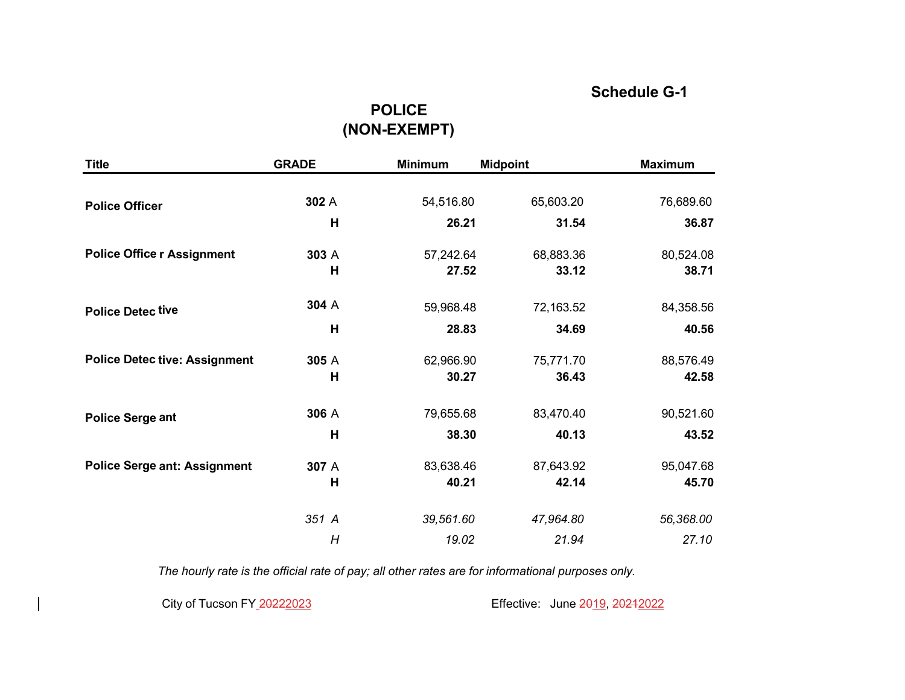**Schedule G-1**

## POLICE
## (NON-EXEMPT)

| Title | GRADE | Minimum | Midpoint | Maximum |
|---|---|---|---|---|
| **Police Officer** | **302** A | 54,516.80 | 65,603.20 | 76,689.60 |
| | **H** | **26.21** | **31.54** | **36.87** |
| **Police Officer Assignment** | **303** A | 57,242.64 | 68,883.36 | 80,524.08 |
| | **H** | **27.52** | **33.12** | **38.71** |
| **Police Detective** | **304** A | 59,968.48 | 72,163.52 | 84,358.56 |
| | **H** | **28.83** | **34.69** | **40.56** |
| **Police Detective: Assignment** | **305** A | 62,966.90 | 75,771.70 | 88,576.49 |
| | **H** | **30.27** | **36.43** | **42.58** |
| **Police Sergeant** | **306** A | 79,655.68 | 83,470.40 | 90,521.60 |
| | **H** | **38.30** | **40.13** | **43.52** |
| **Police Sergeant: Assignment** | **307** A | 83,638.46 | 87,643.92 | 95,047.68 |
| | **H** | **40.21** | **42.14** | **45.70** |
| | *351 A* | *39,561.60* | *47,964.80* | *56,368.00* |
| | *H* | *19.02* | *21.94* | *27.10* |

*The hourly rate is the official rate of pay; all other rates are for informational purposes only.*

City of Tucson FY ~~2022~~2023 Effective: June ~~20~~19, ~~2021~~2022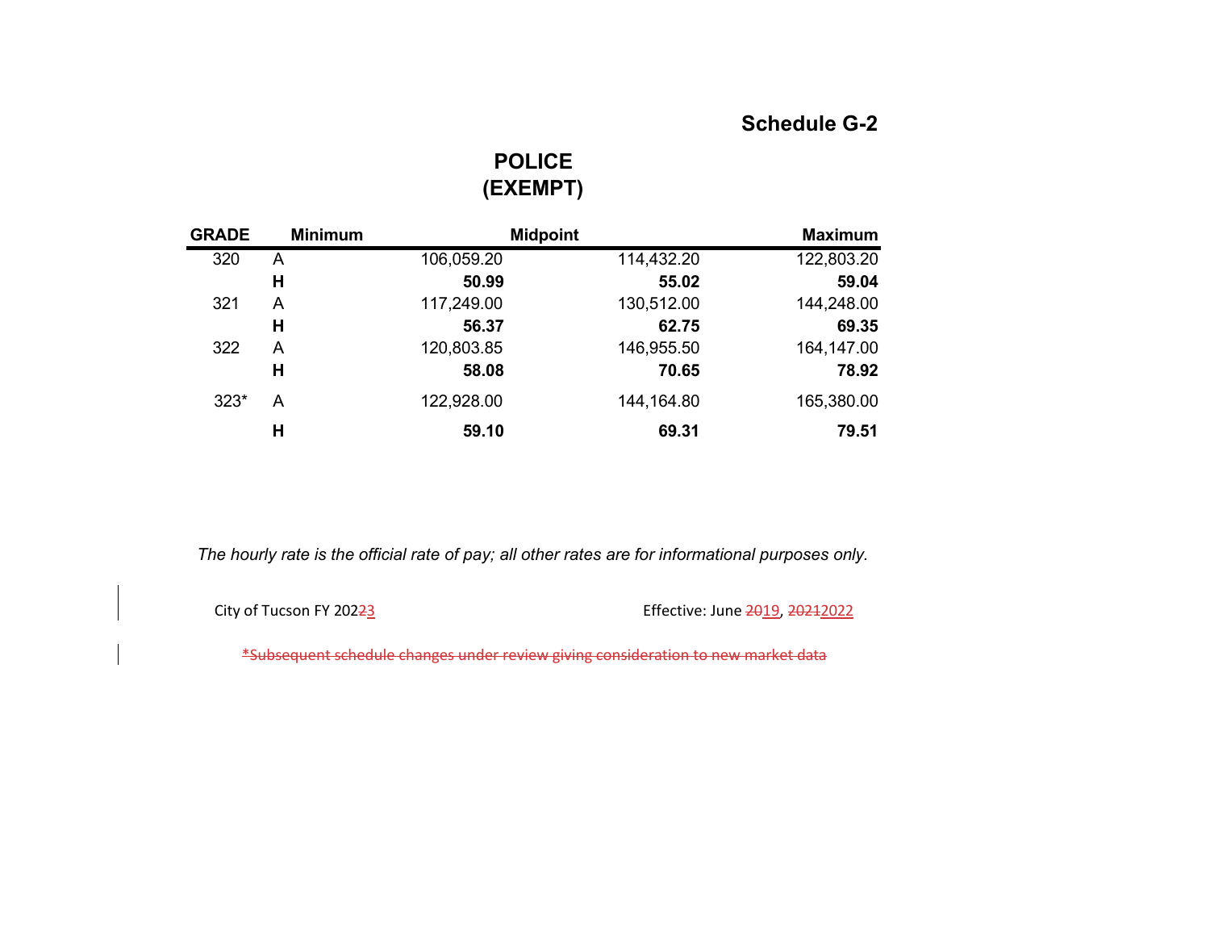**Schedule G-2**

# POLICE (EXEMPT)

| GRADE | | Minimum | Midpoint | Maximum |
|---|---|---|---|---|
| 320 | A | 106,059.20 | 114,432.20 | 122,803.20 |
| | **H** | **50.99** | **55.02** | **59.04** |
| 321 | A | 117,249.00 | 130,512.00 | 144,248.00 |
| | **H** | **56.37** | **62.75** | **69.35** |
| 322 | A | 120,803.85 | 146,955.50 | 164,147.00 |
| | **H** | **58.08** | **70.65** | **78.92** |
| 323* | A | 122,928.00 | 144,164.80 | 165,380.00 |
| | **H** | **59.10** | **69.31** | **79.51** |

*The hourly rate is the official rate of pay; all other rates are for informational purposes only.*

City of Tucson FY 20223

Effective: June 2019, 20212022

~~*Subsequent schedule changes under review giving consideration to new market data~~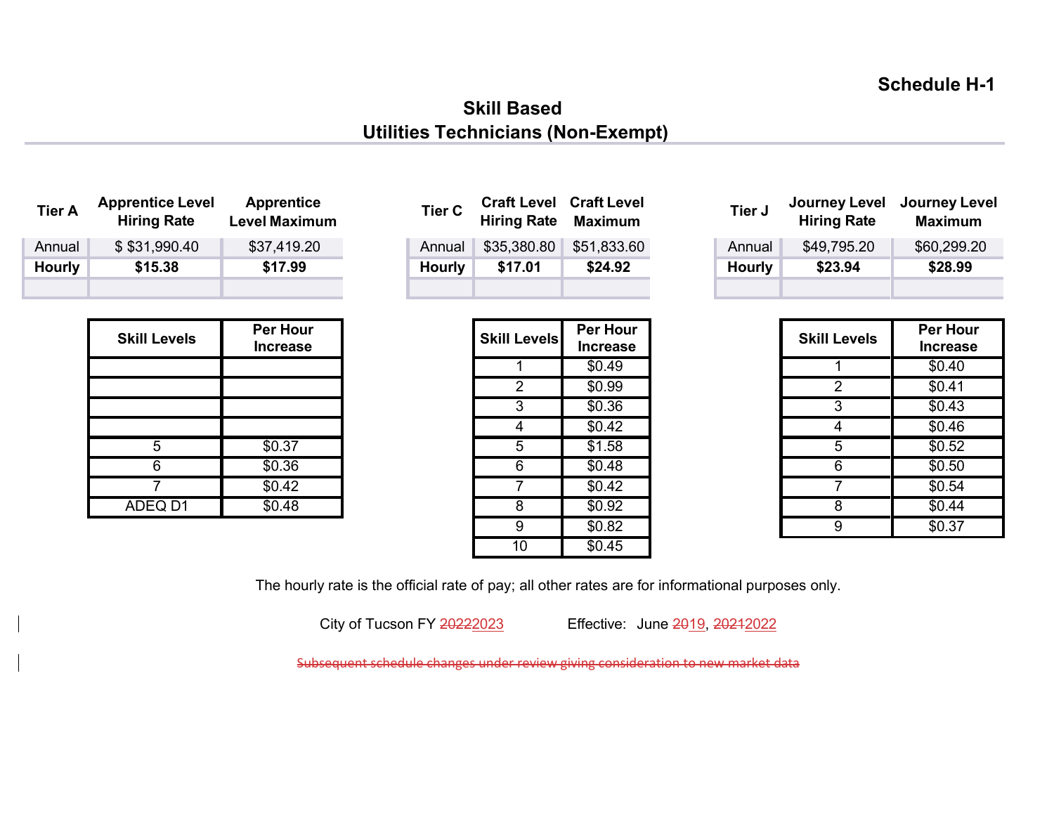**Schedule H-1**

## Skill Based
## Utilities Technicians (Non-Exempt)

| Tier A | Apprentice Level Hiring Rate | Apprentice Level Maximum |
|---|---|---|
| Annual | $ $31,990.40 | $37,419.20 |
| **Hourly** | **$15.38** | **$17.99** |
| | | |

| Skill Levels | Per Hour Increase |
|---|---|
| | |
| | |
| | |
| | |
| 5 | $0.37 |
| 6 | $0.36 |
| 7 | $0.42 |
| ADEQ D1 | $0.48 |

| Tier C | Craft Level Hiring Rate | Craft Level Maximum |
|---|---|---|
| Annual | $35,380.80 | $51,833.60 |
| **Hourly** | **$17.01** | **$24.92** |
| | | |

| Skill Levels | Per Hour Increase |
|---|---|
| 1 | $0.49 |
| 2 | $0.99 |
| 3 | $0.36 |
| 4 | $0.42 |
| 5 | $1.58 |
| 6 | $0.48 |
| 7 | $0.42 |
| 8 | $0.92 |
| 9 | $0.82 |
| 10 | $0.45 |

| Tier J | Journey Level Hiring Rate | Journey Level Maximum |
|---|---|---|
| Annual | $49,795.20 | $60,299.20 |
| **Hourly** | **$23.94** | **$28.99** |
| | | |

| Skill Levels | Per Hour Increase |
|---|---|
| 1 | $0.40 |
| 2 | $0.41 |
| 3 | $0.43 |
| 4 | $0.46 |
| 5 | $0.52 |
| 6 | $0.50 |
| 7 | $0.54 |
| 8 | $0.44 |
| 9 | $0.37 |

The hourly rate is the official rate of pay; all other rates are for informational purposes only.

City of Tucson FY ~~2022~~2023    Effective: June ~~20~~19, ~~2021~~2022

~~Subsequent schedule changes under review giving consideration to new market data~~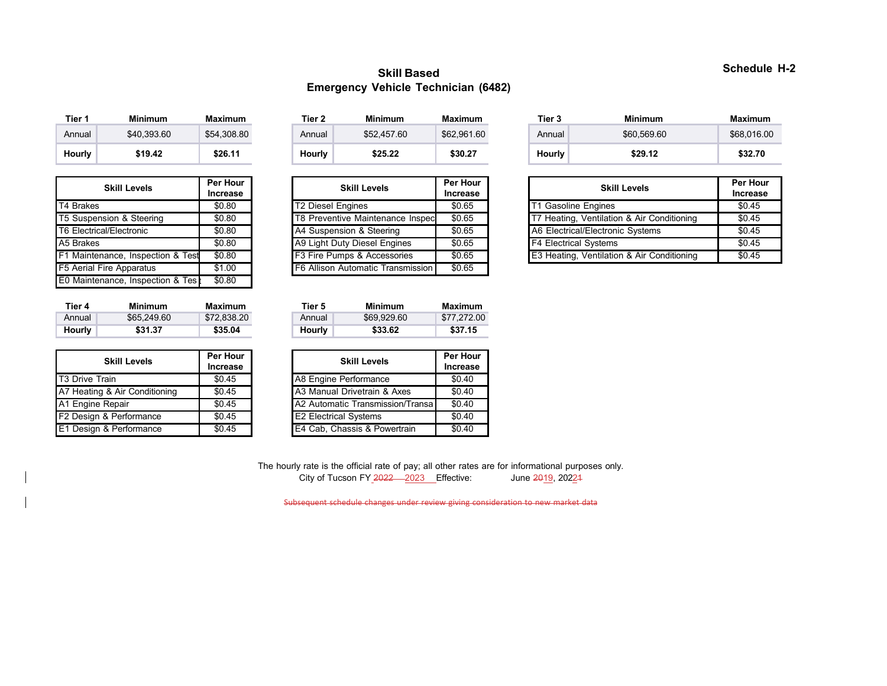**Schedule H-2**

## Skill Based
## Emergency Vehicle Technician (6482)

| Tier 1 | Minimum | Maximum |
|---|---|---|
| Annual | $40,393.60 | $54,308.80 |
| Hourly | **$19.42** | **$26.11** |

| Skill Levels | Per Hour Increase |
|---|---|
| T4 Brakes | $0.80 |
| T5 Suspension & Steering | $0.80 |
| T6 Electrical/Electronic | $0.80 |
| A5 Brakes | $0.80 |
| F1 Maintenance, Inspection & Test | $0.80 |
| F5 Aerial Fire Apparatus | $1.00 |
| E0 Maintenance, Inspection & Test | $0.80 |

| Tier 2 | Minimum | Maximum |
|---|---|---|
| Annual | $52,457.60 | $62,961.60 |
| Hourly | **$25.22** | **$30.27** |

| Skill Levels | Per Hour Increase |
|---|---|
| T2 Diesel Engines | $0.65 |
| T8 Preventive Maintenance Inspec | $0.65 |
| A4 Suspension & Steering | $0.65 |
| A9 Light Duty Diesel Engines | $0.65 |
| F3 Fire Pumps & Accessories | $0.65 |
| F6 Allison Automatic Transmission | $0.65 |

| Tier 3 | Minimum | Maximum |
|---|---|---|
| Annual | $60,569.60 | $68,016.00 |
| Hourly | **$29.12** | **$32.70** |

| Skill Levels | Per Hour Increase |
|---|---|
| T1 Gasoline Engines | $0.45 |
| T7 Heating, Ventilation & Air Conditioning | $0.45 |
| A6 Electrical/Electronic Systems | $0.45 |
| F4 Electrical Systems | $0.45 |
| E3 Heating, Ventilation & Air Conditioning | $0.45 |

| Tier 4 | Minimum | Maximum |
|---|---|---|
| Annual | $65,249.60 | $72,838.20 |
| Hourly | **$31.37** | **$35.04** |

| Skill Levels | Per Hour Increase |
|---|---|
| T3 Drive Train | $0.45 |
| A7 Heating & Air Conditioning | $0.45 |
| A1 Engine Repair | $0.45 |
| F2 Design & Performance | $0.45 |
| E1 Design & Performance | $0.45 |

| Tier 5 | Minimum | Maximum |
|---|---|---|
| Annual | $69,929.60 | $77,272.00 |
| Hourly | **$33.62** | **$37.15** |

| Skill Levels | Per Hour Increase |
|---|---|
| A8 Engine Performance | $0.40 |
| A3 Manual Drivetrain & Axes | $0.40 |
| A2 Automatic Transmission/Transa | $0.40 |
| E2 Electrical Systems | $0.40 |
| E4 Cab, Chassis & Powertrain | $0.40 |

The hourly rate is the official rate of pay; all other rates are for informational purposes only.

City of Tucson FY ~~2022~~ 2023 Effective: June ~~20~~19, 202~~1~~2

~~Subsequent schedule changes under review giving consideration to new market data~~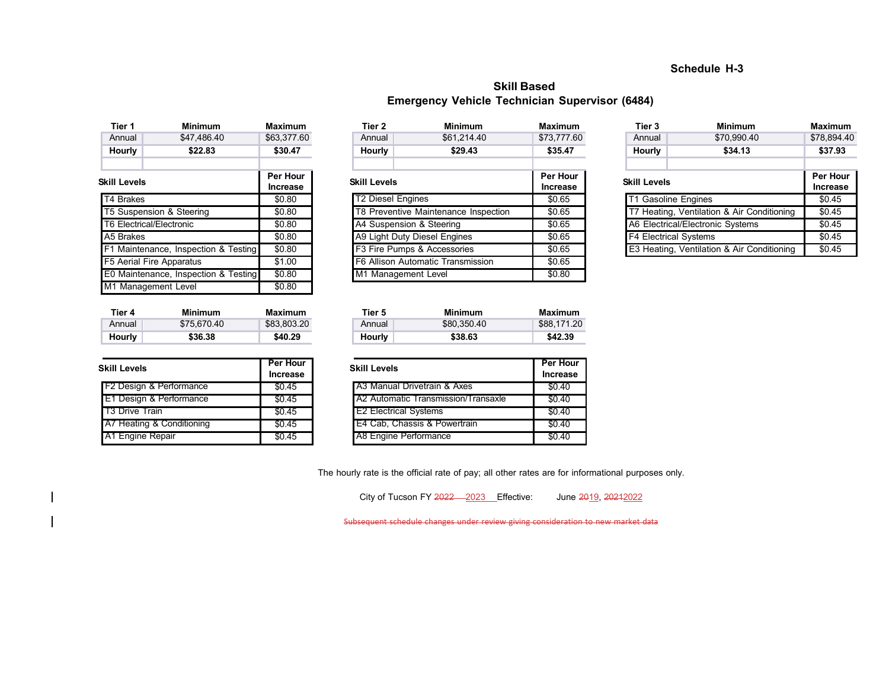Schedule H-3

## Skill Based
## Emergency Vehicle Technician Supervisor (6484)

| Tier 1 | Minimum | Maximum |
|---|---|---|
| Annual | $47,486.40 | $63,377.60 |
| **Hourly** | **$22.83** | **$30.47** |

| Skill Levels | Per Hour Increase |
|---|---|
| T4 Brakes | $0.80 |
| T5 Suspension & Steering | $0.80 |
| T6 Electrical/Electronic | $0.80 |
| A5 Brakes | $0.80 |
| F1 Maintenance, Inspection & Testing | $0.80 |
| F5 Aerial Fire Apparatus | $1.00 |
| E0 Maintenance, Inspection & Testing | $0.80 |
| M1 Management Level | $0.80 |

| Tier 2 | Minimum | Maximum |
|---|---|---|
| Annual | $61,214.40 | $73,777.60 |
| **Hourly** | **$29.43** | **$35.47** |

| Skill Levels | Per Hour Increase |
|---|---|
| T2 Diesel Engines | $0.65 |
| T8 Preventive Maintenance Inspection | $0.65 |
| A4 Suspension & Steering | $0.65 |
| A9 Light Duty Diesel Engines | $0.65 |
| F3 Fire Pumps & Accessories | $0.65 |
| F6 Allison Automatic Transmission | $0.65 |
| M1 Management Level | $0.80 |

| Tier 3 | Minimum | Maximum |
|---|---|---|
| Annual | $70,990.40 | $78,894.40 |
| **Hourly** | **$34.13** | **$37.93** |

| Skill Levels | Per Hour Increase |
|---|---|
| T1 Gasoline Engines | $0.45 |
| T7 Heating, Ventilation & Air Conditioning | $0.45 |
| A6 Electrical/Electronic Systems | $0.45 |
| F4 Electrical Systems | $0.45 |
| E3 Heating, Ventilation & Air Conditioning | $0.45 |

| Tier 4 | Minimum | Maximum |
|---|---|---|
| Annual | $75,670.40 | $83,803.20 |
| **Hourly** | **$36.38** | **$40.29** |

| Skill Levels | Per Hour Increase |
|---|---|
| F2 Design & Performance | $0.45 |
| E1 Design & Performance | $0.45 |
| T3 Drive Train | $0.45 |
| A7 Heating & Conditioning | $0.45 |
| A1 Engine Repair | $0.45 |

| Tier 5 | Minimum | Maximum |
|---|---|---|
| Annual | $80,350.40 | $88,171.20 |
| **Hourly** | **$38.63** | **$42.39** |

| Skill Levels | Per Hour Increase |
|---|---|
| A3 Manual Drivetrain & Axes | $0.40 |
| A2 Automatic Transmission/Transaxle | $0.40 |
| E2 Electrical Systems | $0.40 |
| E4 Cab, Chassis & Powertrain | $0.40 |
| A8 Engine Performance | $0.40 |

The hourly rate is the official rate of pay; all other rates are for informational purposes only.

City of Tucson FY ~~2022~~ 2023 Effective: June ~~2019~~, ~~2021~~2022

~~Subsequent schedule changes under review giving consideration to new market data~~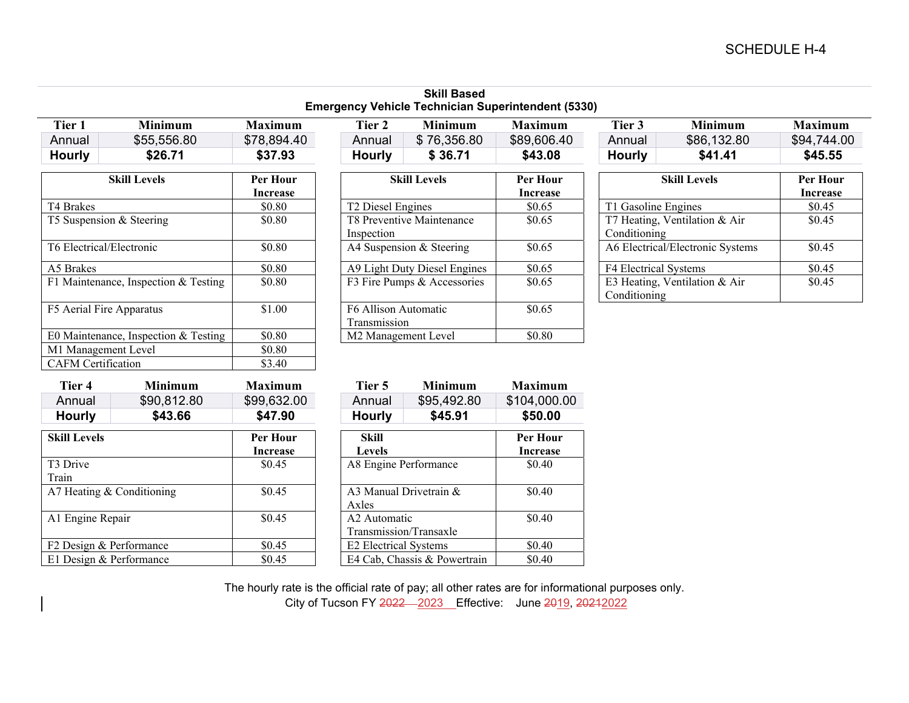SCHEDULE H-4

**Skill Based**
**Emergency Vehicle Technician Superintendent (5330)**

| Tier 1 | Minimum | Maximum |
|---|---|---|
| Annual | $55,556.80 | $78,894.40 |
| **Hourly** | **$26.71** | **$37.93** |

| Skill Levels | Per Hour Increase |
|---|---|
| T4 Brakes | $0.80 |
| T5 Suspension & Steering | $0.80 |
| T6 Electrical/Electronic | $0.80 |
| A5 Brakes | $0.80 |
| F1 Maintenance, Inspection & Testing | $0.80 |
| F5 Aerial Fire Apparatus | $1.00 |
| E0 Maintenance, Inspection & Testing | $0.80 |
| M1 Management Level | $0.80 |
| CAFM Certification | $3.40 |

| Tier 2 | Minimum | Maximum |
|---|---|---|
| Annual | $ 76,356.80 | $89,606.40 |
| **Hourly** | **$ 36.71** | **$43.08** |

| Skill Levels | Per Hour Increase |
|---|---|
| T2 Diesel Engines | $0.65 |
| T8 Preventive Maintenance Inspection | $0.65 |
| A4 Suspension & Steering | $0.65 |
| A9 Light Duty Diesel Engines | $0.65 |
| F3 Fire Pumps & Accessories | $0.65 |
| F6 Allison Automatic Transmission | $0.65 |
| M2 Management Level | $0.80 |

| Tier 3 | Minimum | Maximum |
|---|---|---|
| Annual | $86,132.80 | $94,744.00 |
| **Hourly** | **$41.41** | **$45.55** |

| Skill Levels | Per Hour Increase |
|---|---|
| T1 Gasoline Engines | $0.45 |
| T7 Heating, Ventilation & Air Conditioning | $0.45 |
| A6 Electrical/Electronic Systems | $0.45 |
| F4 Electrical Systems | $0.45 |
| E3 Heating, Ventilation & Air Conditioning | $0.45 |

| Tier 4 | Minimum | Maximum |
|---|---|---|
| Annual | $90,812.80 | $99,632.00 |
| **Hourly** | **$43.66** | **$47.90** |

| Skill Levels | Per Hour Increase |
|---|---|
| T3 Drive Train | $0.45 |
| A7 Heating & Conditioning | $0.45 |
| A1 Engine Repair | $0.45 |
| F2 Design & Performance | $0.45 |
| E1 Design & Performance | $0.45 |

| Tier 5 | Minimum | Maximum |
|---|---|---|
| Annual | $95,492.80 | $104,000.00 |
| **Hourly** | **$45.91** | **$50.00** |

| Skill Levels | Per Hour Increase |
|---|---|
| A8 Engine Performance | $0.40 |
| A3 Manual Drivetrain & Axles | $0.40 |
| A2 Automatic Transmission/Transaxle | $0.40 |
| E2 Electrical Systems | $0.40 |
| E4 Cab, Chassis & Powertrain | $0.40 |

The hourly rate is the official rate of pay; all other rates are for informational purposes only.
City of Tucson FY ~~2022~~ 2023 Effective: June ~~20~~19, ~~2021~~2022